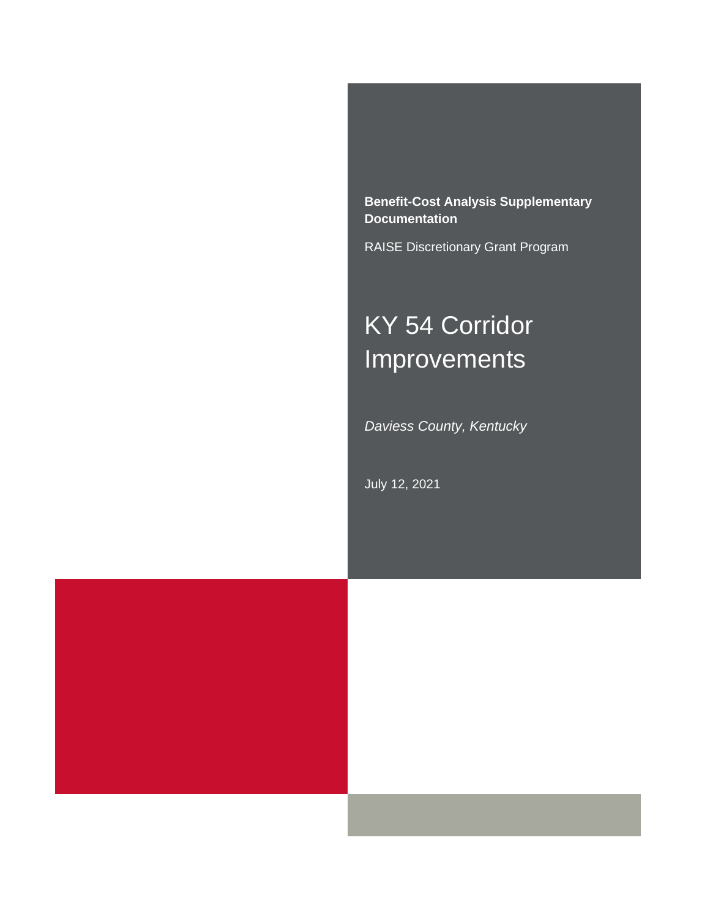**Benefit-Cost Analysis Supplementary Documentation**

RAISE Discretionary Grant Program

# KY 54 Corridor Improvements

*Daviess County, Kentucky*

July 12, 2021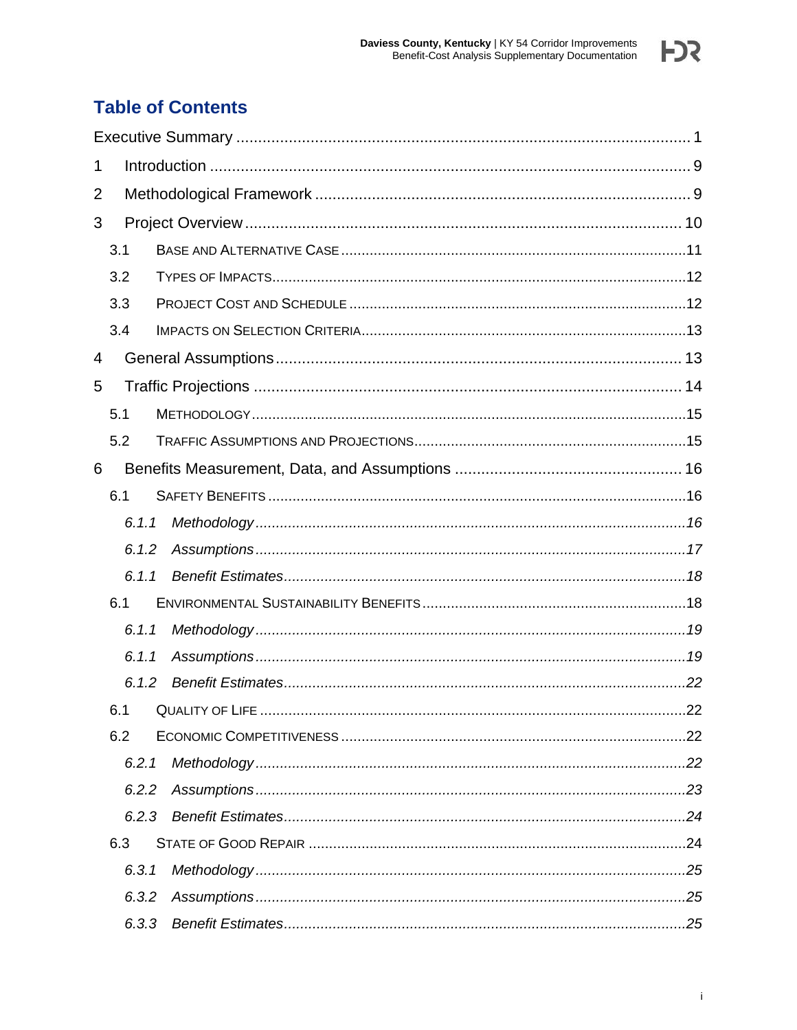# Table of Contents

Executive Summary ........................................................................................................... 1

1 Introduction ................................................................................................................ 9

2 Methodological Framework ....................................................................................... 9

3 Project Overview ..................................................................................................... 10

3.1 Base and Alternative Case ...................................................................................11

3.2 Types of Impacts....................................................................................................12

3.3 Project Cost and Schedule ..................................................................................12

3.4 Impacts on Selection Criteria...............................................................................13

4 General Assumptions.............................................................................................. 13

5 Traffic Projections ................................................................................................... 14

5.1 Methodology.........................................................................................................15

5.2 Traffic Assumptions and Projections..................................................................15

6 Benefits Measurement, Data, and Assumptions .................................................... 16

6.1 Safety Benefits ......................................................................................................16

*6.1.1 Methodology .........................................................................................................16*

*6.1.2 Assumptions .........................................................................................................17*

*6.1.1 Benefit Estimates..................................................................................................18*

6.1 Environmental Sustainability Benefits ................................................................18

*6.1.1 Methodology .........................................................................................................19*

*6.1.1 Assumptions .........................................................................................................19*

*6.1.2 Benefit Estimates..................................................................................................22*

6.1 Quality of Life ........................................................................................................22

6.2 Economic Competitiveness ..................................................................................22

*6.2.1 Methodology .........................................................................................................22*

*6.2.2 Assumptions .........................................................................................................23*

*6.2.3 Benefit Estimates..................................................................................................24*

6.3 State of Good Repair ............................................................................................24

*6.3.1 Methodology .........................................................................................................25*

*6.3.2 Assumptions .........................................................................................................25*

*6.3.3 Benefit Estimates..................................................................................................25*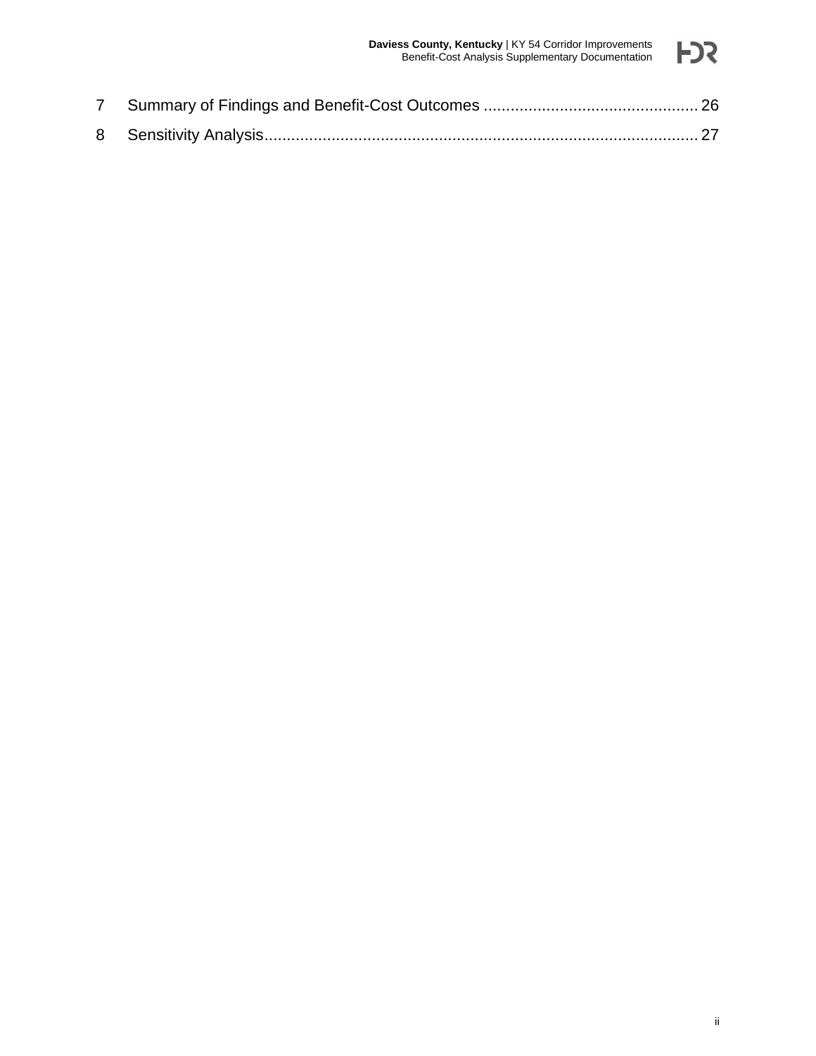7 Summary of Findings and Benefit-Cost Outcomes ................................................ 26

8 Sensitivity Analysis................................................................................................. 27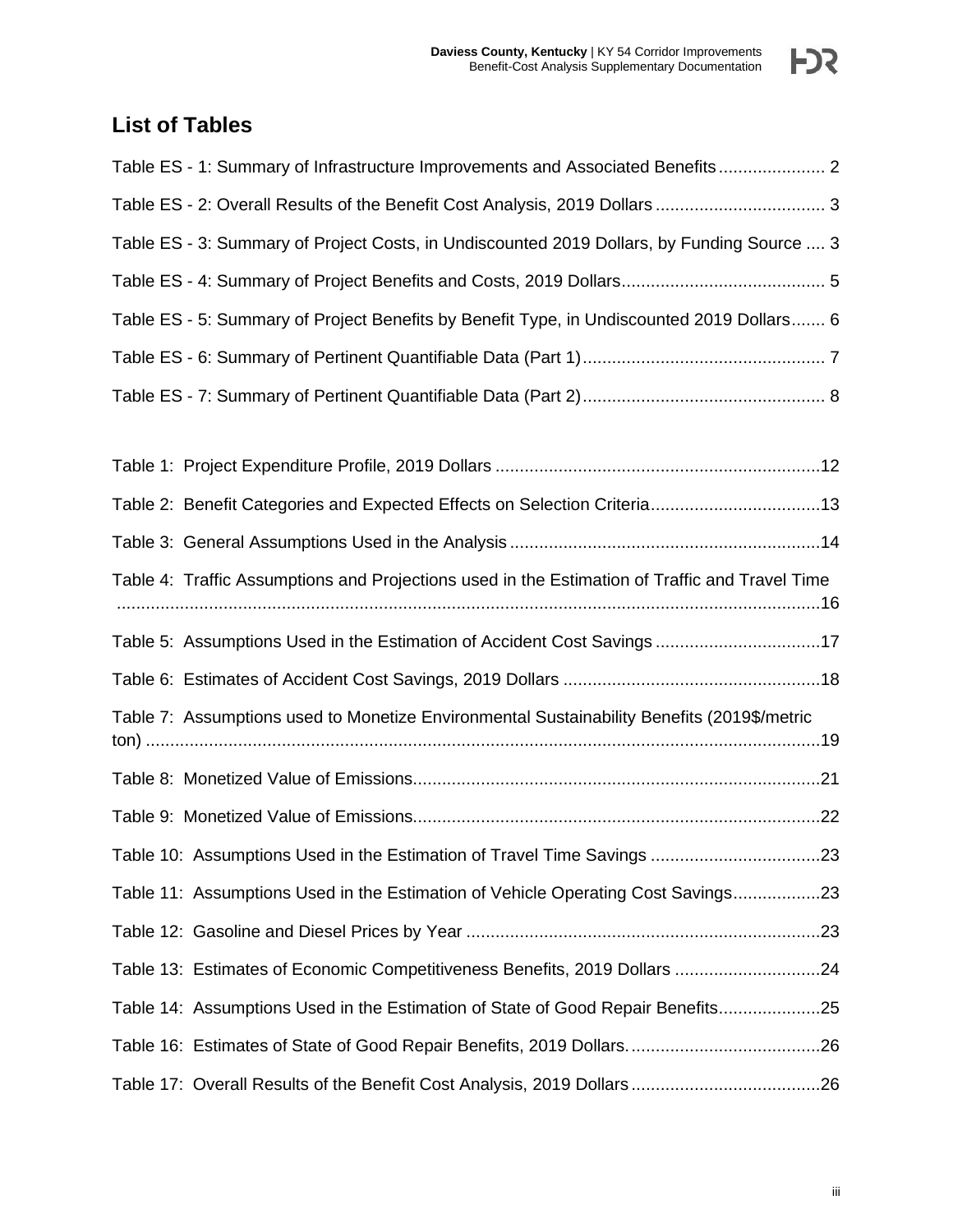## List of Tables

Table ES - 1: Summary of Infrastructure Improvements and Associated Benefits ..................... 2

Table ES - 2: Overall Results of the Benefit Cost Analysis, 2019 Dollars .................................. 3

Table ES - 3: Summary of Project Costs, in Undiscounted 2019 Dollars, by Funding Source .... 3

Table ES - 4: Summary of Project Benefits and Costs, 2019 Dollars......................................... 5

Table ES - 5: Summary of Project Benefits by Benefit Type, in Undiscounted 2019 Dollars....... 6

Table ES - 6: Summary of Pertinent Quantifiable Data (Part 1)................................................. 7

Table ES - 7: Summary of Pertinent Quantifiable Data (Part 2)................................................. 8

Table 1: Project Expenditure Profile, 2019 Dollars ..................................................................12

Table 2: Benefit Categories and Expected Effects on Selection Criteria..................................13

Table 3: General Assumptions Used in the Analysis ...............................................................14

Table 4: Traffic Assumptions and Projections used in the Estimation of Traffic and Travel Time ................................................................................................................................................16

Table 5: Assumptions Used in the Estimation of Accident Cost Savings .................................17

Table 6: Estimates of Accident Cost Savings, 2019 Dollars ....................................................18

Table 7: Assumptions used to Monetize Environmental Sustainability Benefits (2019$/metric ton) ..........................................................................................................................................19

Table 8: Monetized Value of Emissions...................................................................................21

Table 9: Monetized Value of Emissions...................................................................................22

Table 10: Assumptions Used in the Estimation of Travel Time Savings ..................................23

Table 11: Assumptions Used in the Estimation of Vehicle Operating Cost Savings.................23

Table 12: Gasoline and Diesel Prices by Year ........................................................................23

Table 13: Estimates of Economic Competitiveness Benefits, 2019 Dollars .............................24

Table 14: Assumptions Used in the Estimation of State of Good Repair Benefits....................25

Table 16: Estimates of State of Good Repair Benefits, 2019 Dollars.......................................26

Table 17: Overall Results of the Benefit Cost Analysis, 2019 Dollars......................................26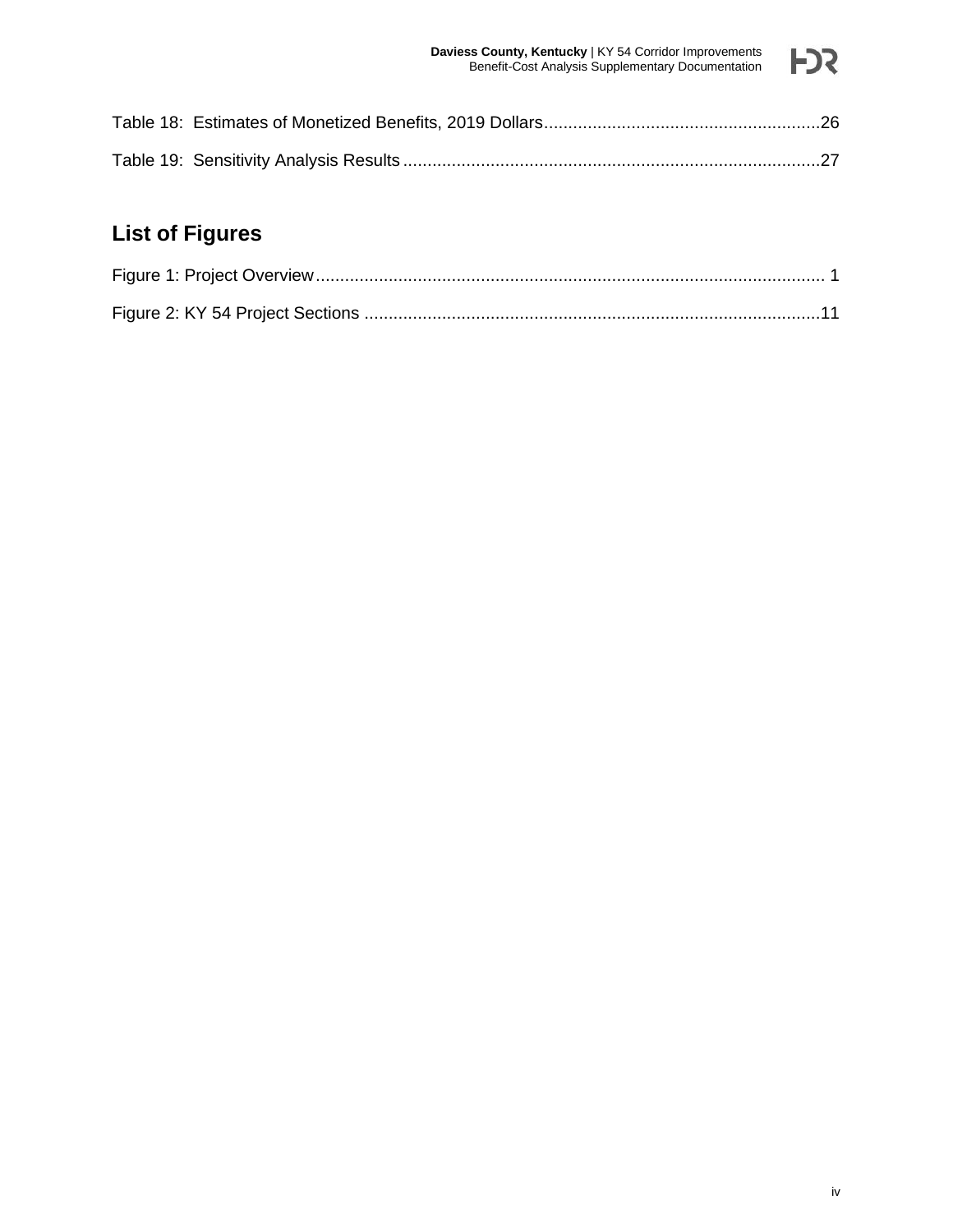Table 18: Estimates of Monetized Benefits, 2019 Dollars........................................................26

Table 19: Sensitivity Analysis Results.....................................................................................27

## List of Figures

Figure 1: Project Overview......................................................................................................... 1

Figure 2: KY 54 Project Sections ..............................................................................................11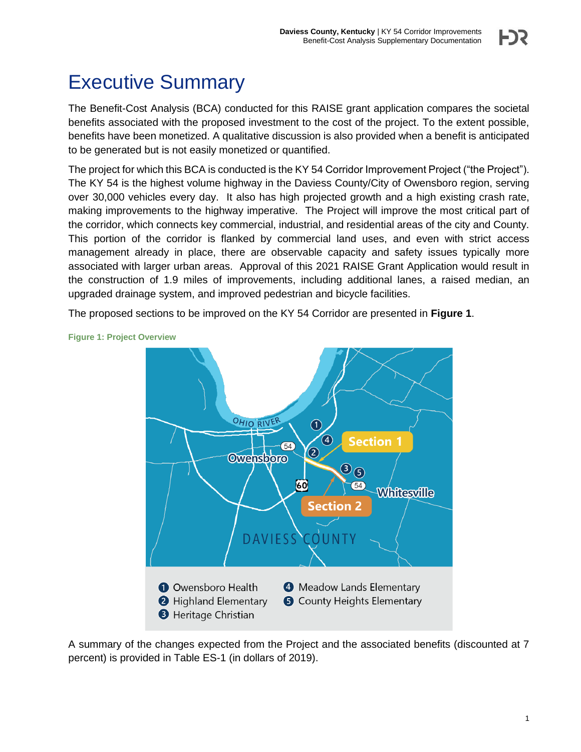# Executive Summary

The Benefit-Cost Analysis (BCA) conducted for this RAISE grant application compares the societal benefits associated with the proposed investment to the cost of the project. To the extent possible, benefits have been monetized. A qualitative discussion is also provided when a benefit is anticipated to be generated but is not easily monetized or quantified.

The project for which this BCA is conducted is the KY 54 Corridor Improvement Project ("the Project"). The KY 54 is the highest volume highway in the Daviess County/City of Owensboro region, serving over 30,000 vehicles every day. It also has high projected growth and a high existing crash rate, making improvements to the highway imperative. The Project will improve the most critical part of the corridor, which connects key commercial, industrial, and residential areas of the city and County. This portion of the corridor is flanked by commercial land uses, and even with strict access management already in place, there are observable capacity and safety issues typically more associated with larger urban areas. Approval of this 2021 RAISE Grant Application would result in the construction of 1.9 miles of improvements, including additional lanes, a raised median, an upgraded drainage system, and improved pedestrian and bicycle facilities.

The proposed sections to be improved on the KY 54 Corridor are presented in **Figure 1**.

**Figure 1: Project Overview**

OHIO RIVER
Owensboro
54
60
Section 1
Section 2
54
Whitesville
DAVIESS COUNTY

1 Owensboro Health
2 Highland Elementary
3 Heritage Christian
4 Meadow Lands Elementary
5 County Heights Elementary

A summary of the changes expected from the Project and the associated benefits (discounted at 7 percent) is provided in Table ES-1 (in dollars of 2019).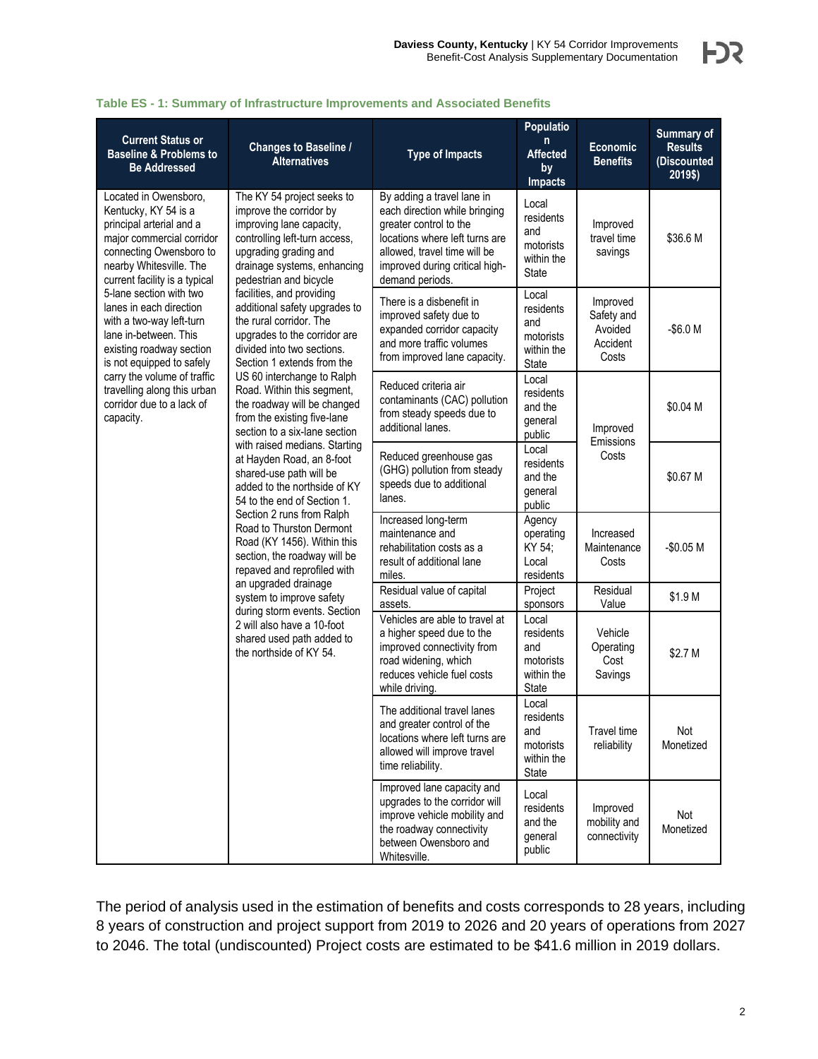**Table ES - 1: Summary of Infrastructure Improvements and Associated Benefits**

| Current Status or Baseline & Problems to Be Addressed | Changes to Baseline / Alternatives | Type of Impacts | Population Affected by Impacts | Economic Benefits | Summary of Results (Discounted 2019$) |
|---|---|---|---|---|---|
| Located in Owensboro, Kentucky, KY 54 is a principal arterial and a major commercial corridor connecting Owensboro to nearby Whitesville. The current facility is a typical 5-lane section with two lanes in each direction with a two-way left-turn lane in-between. This existing roadway section is not equipped to safely carry the volume of traffic travelling along this urban corridor due to a lack of capacity. | The KY 54 project seeks to improve the corridor by improving lane capacity, controlling left-turn access, upgrading grading and drainage systems, enhancing pedestrian and bicycle facilities, and providing additional safety upgrades to the rural corridor. The upgrades to the corridor are divided into two sections. Section 1 extends from the US 60 interchange to Ralph Road. Within this segment, the roadway will be changed from the existing five-lane section to a six-lane section with raised medians. Starting at Hayden Road, an 8-foot shared-use path will be added to the northside of KY 54 to the end of Section 1. Section 2 runs from Ralph Road to Thurston Dermont Road (KY 1456). Within this section, the roadway will be repaved and reprofiled with an upgraded drainage system to improve safety during storm events. Section 2 will also have a 10-foot shared used path added to the northside of KY 54. | By adding a travel lane in each direction while bringing greater control to the locations where left turns are allowed, travel time will be improved during critical high-demand periods. | Local residents and motorists within the State | Improved travel time savings | $36.6 M |
| | | There is a disbenefit in improved safety due to expanded corridor capacity and more traffic volumes from improved lane capacity. | Local residents and motorists within the State | Improved Safety and Avoided Accident Costs | -$6.0 M |
| | | Reduced criteria air contaminants (CAC) pollution from steady speeds due to additional lanes. | Local residents and the general public | Improved Emissions Costs | $0.04 M |
| | | Reduced greenhouse gas (GHG) pollution from steady speeds due to additional lanes. | Local residents and the general public | | $0.67 M |
| | | Increased long-term maintenance and rehabilitation costs as a result of additional lane miles. | Agency operating KY 54; Local residents | Increased Maintenance Costs | -$0.05 M |
| | | Residual value of capital assets. | Project sponsors | Residual Value | $1.9 M |
| | | Vehicles are able to travel at a higher speed due to the improved connectivity from road widening, which reduces vehicle fuel costs while driving. | Local residents and motorists within the State | Vehicle Operating Cost Savings | $2.7 M |
| | | The additional travel lanes and greater control of the locations where left turns are allowed will improve travel time reliability. | Local residents and motorists within the State | Travel time reliability | Not Monetized |
| | | Improved lane capacity and upgrades to the corridor will improve vehicle mobility and the roadway connectivity between Owensboro and Whitesville. | Local residents and the general public | Improved mobility and connectivity | Not Monetized |

The period of analysis used in the estimation of benefits and costs corresponds to 28 years, including 8 years of construction and project support from 2019 to 2026 and 20 years of operations from 2027 to 2046. The total (undiscounted) Project costs are estimated to be $41.6 million in 2019 dollars.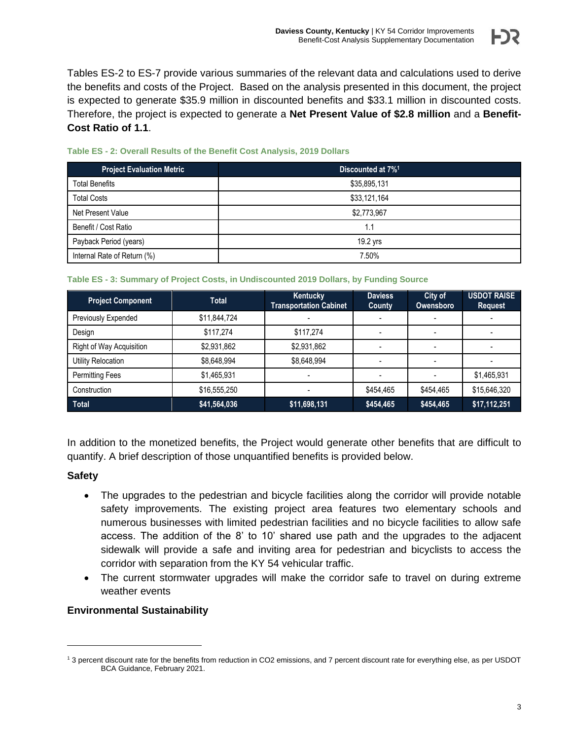Tables ES-2 to ES-7 provide various summaries of the relevant data and calculations used to derive the benefits and costs of the Project. Based on the analysis presented in this document, the project is expected to generate $35.9 million in discounted benefits and $33.1 million in discounted costs. Therefore, the project is expected to generate a **Net Present Value of $2.8 million** and a **Benefit-Cost Ratio of 1.1**.

**Table ES - 2: Overall Results of the Benefit Cost Analysis, 2019 Dollars**

| Project Evaluation Metric | Discounted at 7%[1] |
|---|---|
| Total Benefits | $35,895,131 |
| Total Costs | $33,121,164 |
| Net Present Value | $2,773,967 |
| Benefit / Cost Ratio | 1.1 |
| Payback Period (years) | 19.2 yrs |
| Internal Rate of Return (%) | 7.50% |

**Table ES - 3: Summary of Project Costs, in Undiscounted 2019 Dollars, by Funding Source**

| Project Component | Total | Kentucky Transportation Cabinet | Daviess County | City of Owensboro | USDOT RAISE Request |
|---|---|---|---|---|---|
| Previously Expended | $11,844,724 | - | - | - | - |
| Design | $117,274 | $117,274 | - | - | - |
| Right of Way Acquisition | $2,931,862 | $2,931,862 | - | - | - |
| Utility Relocation | $8,648,994 | $8,648,994 | - | - | - |
| Permitting Fees | $1,465,931 | - | - | - | $1,465,931 |
| Construction | $16,555,250 | - | $454,465 | $454,465 | $15,646,320 |
| **Total** | **$41,564,036** | **$11,698,131** | **$454,465** | **$454,465** | **$17,112,251** |

In addition to the monetized benefits, the Project would generate other benefits that are difficult to quantify. A brief description of those unquantified benefits is provided below.

### Safety

- The upgrades to the pedestrian and bicycle facilities along the corridor will provide notable safety improvements. The existing project area features two elementary schools and numerous businesses with limited pedestrian facilities and no bicycle facilities to allow safe access. The addition of the 8' to 10' shared use path and the upgrades to the adjacent sidewalk will provide a safe and inviting area for pedestrian and bicyclists to access the corridor with separation from the KY 54 vehicular traffic.
- The current stormwater upgrades will make the corridor safe to travel on during extreme weather events

### Environmental Sustainability

[1] 3 percent discount rate for the benefits from reduction in $CO_2$ emissions, and 7 percent discount rate for everything else, as per USDOT BCA Guidance, February 2021.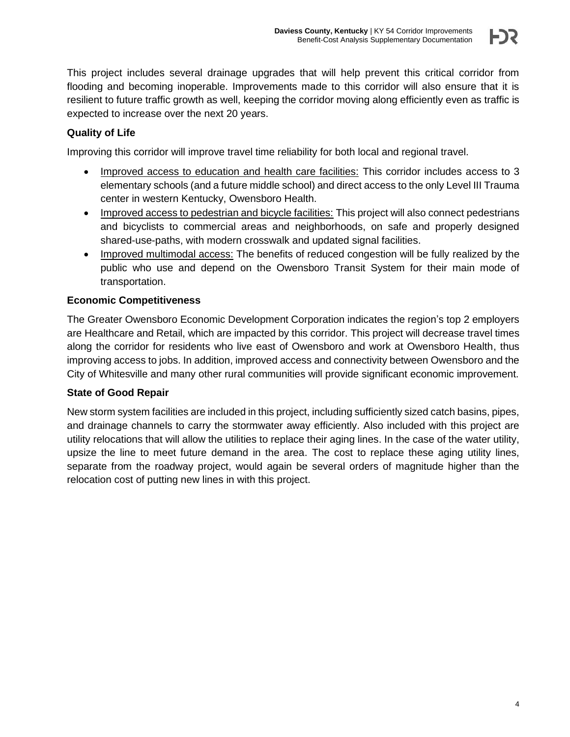This project includes several drainage upgrades that will help prevent this critical corridor from flooding and becoming inoperable. Improvements made to this corridor will also ensure that it is resilient to future traffic growth as well, keeping the corridor moving along efficiently even as traffic is expected to increase over the next 20 years.

### Quality of Life

Improving this corridor will improve travel time reliability for both local and regional travel.

- Improved access to education and health care facilities: This corridor includes access to 3 elementary schools (and a future middle school) and direct access to the only Level III Trauma center in western Kentucky, Owensboro Health.
- Improved access to pedestrian and bicycle facilities: This project will also connect pedestrians and bicyclists to commercial areas and neighborhoods, on safe and properly designed shared-use-paths, with modern crosswalk and updated signal facilities.
- Improved multimodal access: The benefits of reduced congestion will be fully realized by the public who use and depend on the Owensboro Transit System for their main mode of transportation.

### Economic Competitiveness

The Greater Owensboro Economic Development Corporation indicates the region's top 2 employers are Healthcare and Retail, which are impacted by this corridor. This project will decrease travel times along the corridor for residents who live east of Owensboro and work at Owensboro Health, thus improving access to jobs. In addition, improved access and connectivity between Owensboro and the City of Whitesville and many other rural communities will provide significant economic improvement.

### State of Good Repair

New storm system facilities are included in this project, including sufficiently sized catch basins, pipes, and drainage channels to carry the stormwater away efficiently. Also included with this project are utility relocations that will allow the utilities to replace their aging lines. In the case of the water utility, upsize the line to meet future demand in the area. The cost to replace these aging utility lines, separate from the roadway project, would again be several orders of magnitude higher than the relocation cost of putting new lines in with this project.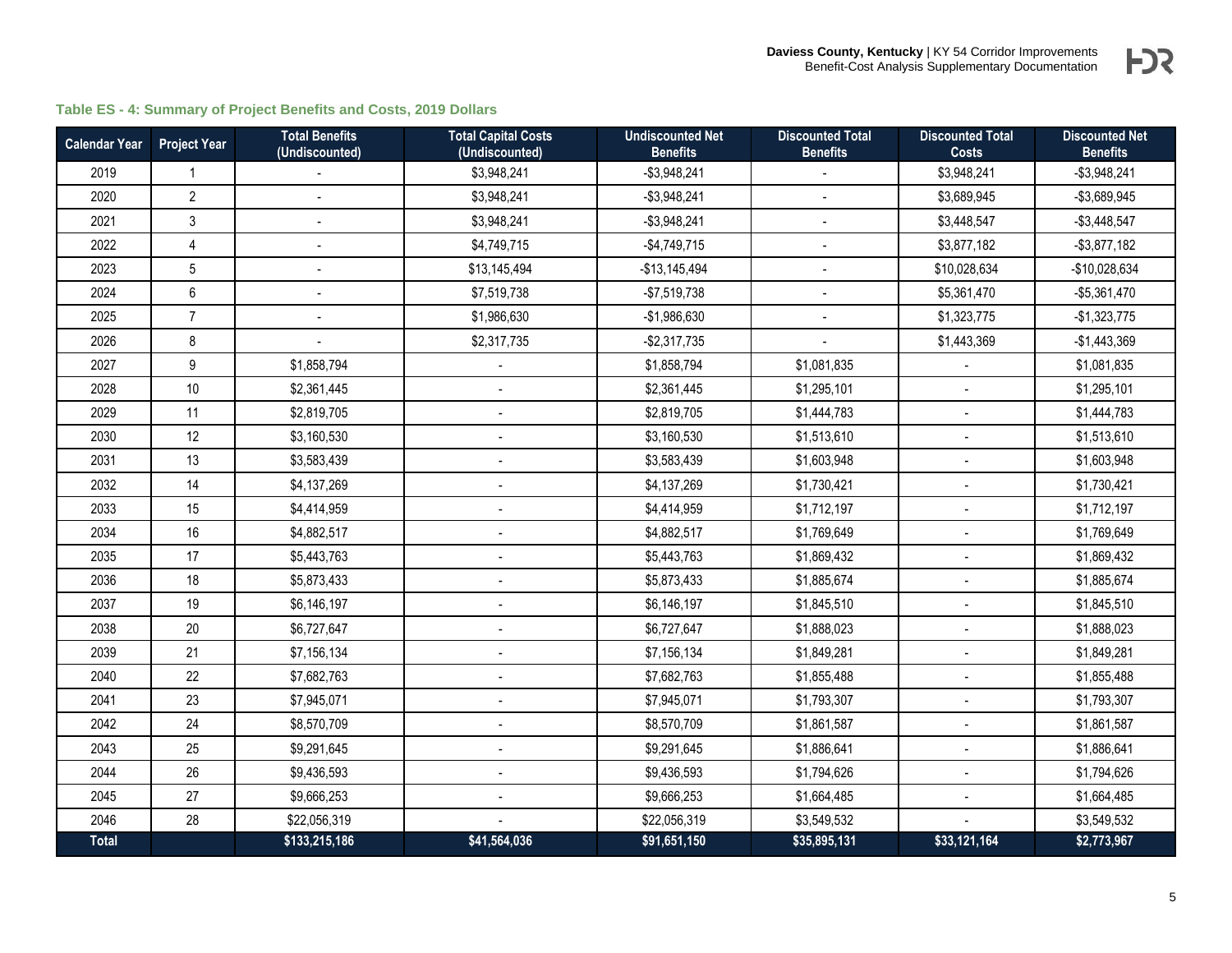**Table ES - 4: Summary of Project Benefits and Costs, 2019 Dollars**

| Calendar Year | Project Year | Total Benefits (Undiscounted) | Total Capital Costs (Undiscounted) | Undiscounted Net Benefits | Discounted Total Benefits | Discounted Total Costs | Discounted Net Benefits |
|---|---|---|---|---|---|---|---|
| 2019 | 1 | - | $3,948,241 | -$3,948,241 | - | $3,948,241 | -$3,948,241 |
| 2020 | 2 | - | $3,948,241 | -$3,948,241 | - | $3,689,945 | -$3,689,945 |
| 2021 | 3 | - | $3,948,241 | -$3,948,241 | - | $3,448,547 | -$3,448,547 |
| 2022 | 4 | - | $4,749,715 | -$4,749,715 | - | $3,877,182 | -$3,877,182 |
| 2023 | 5 | - | $13,145,494 | -$13,145,494 | - | $10,028,634 | -$10,028,634 |
| 2024 | 6 | - | $7,519,738 | -$7,519,738 | - | $5,361,470 | -$5,361,470 |
| 2025 | 7 | - | $1,986,630 | -$1,986,630 | - | $1,323,775 | -$1,323,775 |
| 2026 | 8 | - | $2,317,735 | -$2,317,735 | - | $1,443,369 | -$1,443,369 |
| 2027 | 9 | $1,858,794 | - | $1,858,794 | $1,081,835 | - | $1,081,835 |
| 2028 | 10 | $2,361,445 | - | $2,361,445 | $1,295,101 | - | $1,295,101 |
| 2029 | 11 | $2,819,705 | - | $2,819,705 | $1,444,783 | - | $1,444,783 |
| 2030 | 12 | $3,160,530 | - | $3,160,530 | $1,513,610 | - | $1,513,610 |
| 2031 | 13 | $3,583,439 | - | $3,583,439 | $1,603,948 | - | $1,603,948 |
| 2032 | 14 | $4,137,269 | - | $4,137,269 | $1,730,421 | - | $1,730,421 |
| 2033 | 15 | $4,414,959 | - | $4,414,959 | $1,712,197 | - | $1,712,197 |
| 2034 | 16 | $4,882,517 | - | $4,882,517 | $1,769,649 | - | $1,769,649 |
| 2035 | 17 | $5,443,763 | - | $5,443,763 | $1,869,432 | - | $1,869,432 |
| 2036 | 18 | $5,873,433 | - | $5,873,433 | $1,885,674 | - | $1,885,674 |
| 2037 | 19 | $6,146,197 | - | $6,146,197 | $1,845,510 | - | $1,845,510 |
| 2038 | 20 | $6,727,647 | - | $6,727,647 | $1,888,023 | - | $1,888,023 |
| 2039 | 21 | $7,156,134 | - | $7,156,134 | $1,849,281 | - | $1,849,281 |
| 2040 | 22 | $7,682,763 | - | $7,682,763 | $1,855,488 | - | $1,855,488 |
| 2041 | 23 | $7,945,071 | - | $7,945,071 | $1,793,307 | - | $1,793,307 |
| 2042 | 24 | $8,570,709 | - | $8,570,709 | $1,861,587 | - | $1,861,587 |
| 2043 | 25 | $9,291,645 | - | $9,291,645 | $1,886,641 | - | $1,886,641 |
| 2044 | 26 | $9,436,593 | - | $9,436,593 | $1,794,626 | - | $1,794,626 |
| 2045 | 27 | $9,666,253 | - | $9,666,253 | $1,664,485 | - | $1,664,485 |
| 2046 | 28 | $22,056,319 | - | $22,056,319 | $3,549,532 | - | $3,549,532 |
| **Total** | | **$133,215,186** | **$41,564,036** | **$91,651,150** | **$35,895,131** | **$33,121,164** | **$2,773,967** |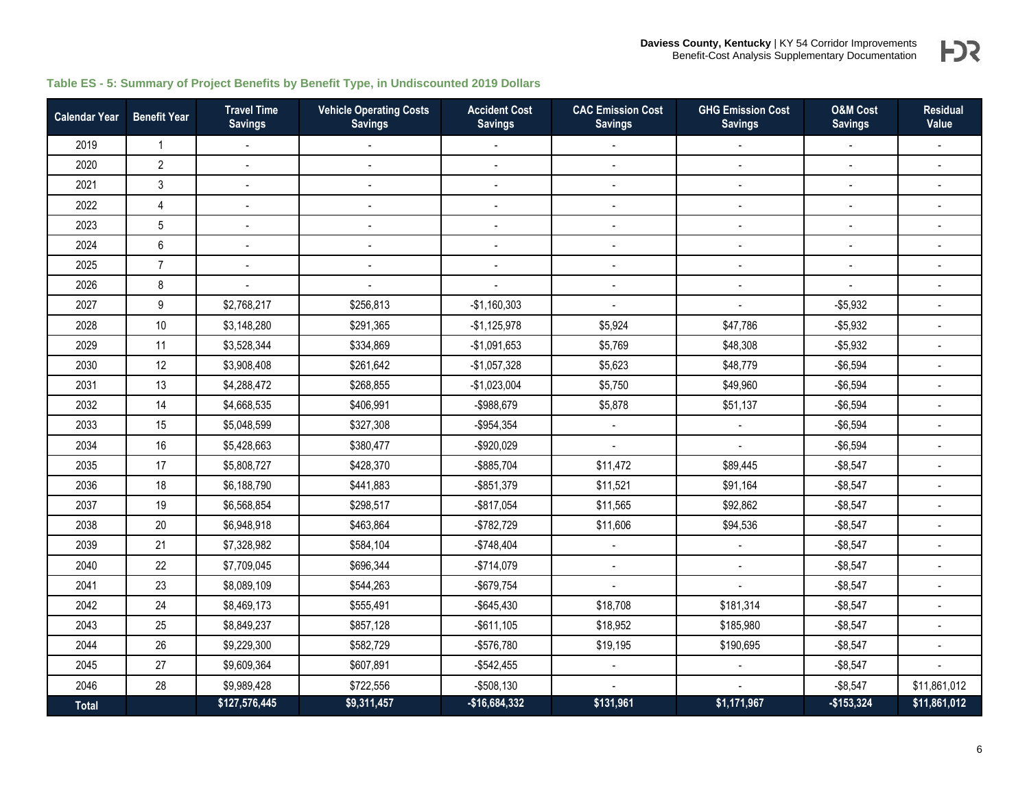**Table ES - 5: Summary of Project Benefits by Benefit Type, in Undiscounted 2019 Dollars**

| Calendar Year | Benefit Year | Travel Time Savings | Vehicle Operating Costs Savings | Accident Cost Savings | CAC Emission Cost Savings | GHG Emission Cost Savings | O&M Cost Savings | Residual Value |
|---|---|---|---|---|---|---|---|---|
| 2019 | 1 | - | - | - | - | - | - | - |
| 2020 | 2 | - | - | - | - | - | - | - |
| 2021 | 3 | - | - | - | - | - | - | - |
| 2022 | 4 | - | - | - | - | - | - | - |
| 2023 | 5 | - | - | - | - | - | - | - |
| 2024 | 6 | - | - | - | - | - | - | - |
| 2025 | 7 | - | - | - | - | - | - | - |
| 2026 | 8 | - | - | - | - | - | - | - |
| 2027 | 9 | $2,768,217 | $256,813 | -$1,160,303 | - | - | -$5,932 | - |
| 2028 | 10 | $3,148,280 | $291,365 | -$1,125,978 | $5,924 | $47,786 | -$5,932 | - |
| 2029 | 11 | $3,528,344 | $334,869 | -$1,091,653 | $5,769 | $48,308 | -$5,932 | - |
| 2030 | 12 | $3,908,408 | $261,642 | -$1,057,328 | $5,623 | $48,779 | -$6,594 | - |
| 2031 | 13 | $4,288,472 | $268,855 | -$1,023,004 | $5,750 | $49,960 | -$6,594 | - |
| 2032 | 14 | $4,668,535 | $406,991 | -$988,679 | $5,878 | $51,137 | -$6,594 | - |
| 2033 | 15 | $5,048,599 | $327,308 | -$954,354 | - | - | -$6,594 | - |
| 2034 | 16 | $5,428,663 | $380,477 | -$920,029 | - | - | -$6,594 | - |
| 2035 | 17 | $5,808,727 | $428,370 | -$885,704 | $11,472 | $89,445 | -$8,547 | - |
| 2036 | 18 | $6,188,790 | $441,883 | -$851,379 | $11,521 | $91,164 | -$8,547 | - |
| 2037 | 19 | $6,568,854 | $298,517 | -$817,054 | $11,565 | $92,862 | -$8,547 | - |
| 2038 | 20 | $6,948,918 | $463,864 | -$782,729 | $11,606 | $94,536 | -$8,547 | - |
| 2039 | 21 | $7,328,982 | $584,104 | -$748,404 | - | - | -$8,547 | - |
| 2040 | 22 | $7,709,045 | $696,344 | -$714,079 | - | - | -$8,547 | - |
| 2041 | 23 | $8,089,109 | $544,263 | -$679,754 | - | - | -$8,547 | - |
| 2042 | 24 | $8,469,173 | $555,491 | -$645,430 | $18,708 | $181,314 | -$8,547 | - |
| 2043 | 25 | $8,849,237 | $857,128 | -$611,105 | $18,952 | $185,980 | -$8,547 | - |
| 2044 | 26 | $9,229,300 | $582,729 | -$576,780 | $19,195 | $190,695 | -$8,547 | - |
| 2045 | 27 | $9,609,364 | $607,891 | -$542,455 | - | - | -$8,547 | - |
| 2046 | 28 | $9,989,428 | $722,556 | -$508,130 | - | - | -$8,547 | $11,861,012 |
| **Total** | | **$127,576,445** | **$9,311,457** | **-$16,684,332** | **$131,961** | **$1,171,967** | **-$153,324** | **$11,861,012** |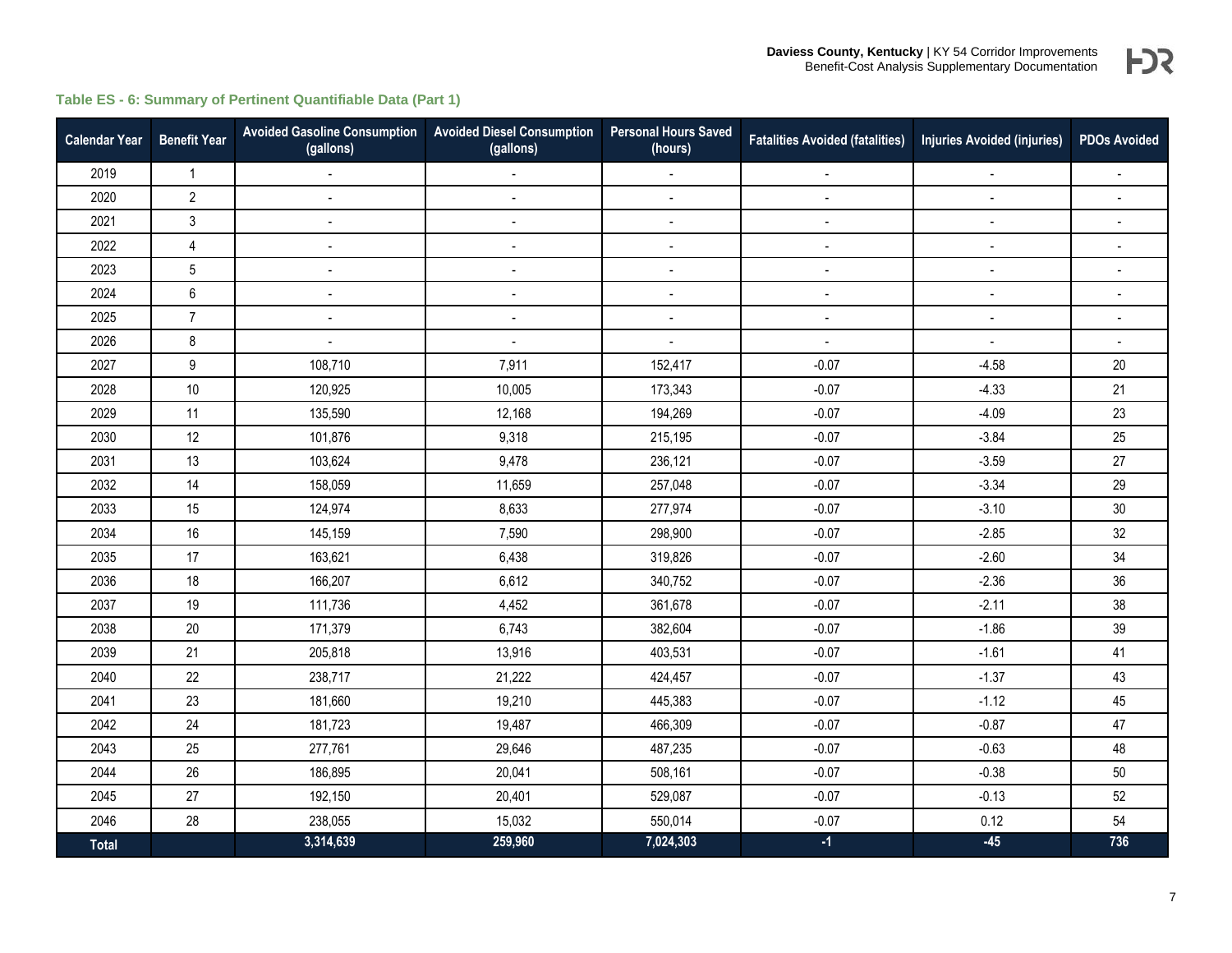**Table ES - 6: Summary of Pertinent Quantifiable Data (Part 1)**

| Calendar Year | Benefit Year | Avoided Gasoline Consumption (gallons) | Avoided Diesel Consumption (gallons) | Personal Hours Saved (hours) | Fatalities Avoided (fatalities) | Injuries Avoided (injuries) | PDOs Avoided |
|---|---|---|---|---|---|---|---|
| 2019 | 1 | - | - | - | - | - | - |
| 2020 | 2 | - | - | - | - | - | - |
| 2021 | 3 | - | - | - | - | - | - |
| 2022 | 4 | - | - | - | - | - | - |
| 2023 | 5 | - | - | - | - | - | - |
| 2024 | 6 | - | - | - | - | - | - |
| 2025 | 7 | - | - | - | - | - | - |
| 2026 | 8 | - | - | - | - | - | - |
| 2027 | 9 | 108,710 | 7,911 | 152,417 | -0.07 | -4.58 | 20 |
| 2028 | 10 | 120,925 | 10,005 | 173,343 | -0.07 | -4.33 | 21 |
| 2029 | 11 | 135,590 | 12,168 | 194,269 | -0.07 | -4.09 | 23 |
| 2030 | 12 | 101,876 | 9,318 | 215,195 | -0.07 | -3.84 | 25 |
| 2031 | 13 | 103,624 | 9,478 | 236,121 | -0.07 | -3.59 | 27 |
| 2032 | 14 | 158,059 | 11,659 | 257,048 | -0.07 | -3.34 | 29 |
| 2033 | 15 | 124,974 | 8,633 | 277,974 | -0.07 | -3.10 | 30 |
| 2034 | 16 | 145,159 | 7,590 | 298,900 | -0.07 | -2.85 | 32 |
| 2035 | 17 | 163,621 | 6,438 | 319,826 | -0.07 | -2.60 | 34 |
| 2036 | 18 | 166,207 | 6,612 | 340,752 | -0.07 | -2.36 | 36 |
| 2037 | 19 | 111,736 | 4,452 | 361,678 | -0.07 | -2.11 | 38 |
| 2038 | 20 | 171,379 | 6,743 | 382,604 | -0.07 | -1.86 | 39 |
| 2039 | 21 | 205,818 | 13,916 | 403,531 | -0.07 | -1.61 | 41 |
| 2040 | 22 | 238,717 | 21,222 | 424,457 | -0.07 | -1.37 | 43 |
| 2041 | 23 | 181,660 | 19,210 | 445,383 | -0.07 | -1.12 | 45 |
| 2042 | 24 | 181,723 | 19,487 | 466,309 | -0.07 | -0.87 | 47 |
| 2043 | 25 | 277,761 | 29,646 | 487,235 | -0.07 | -0.63 | 48 |
| 2044 | 26 | 186,895 | 20,041 | 508,161 | -0.07 | -0.38 | 50 |
| 2045 | 27 | 192,150 | 20,401 | 529,087 | -0.07 | -0.13 | 52 |
| 2046 | 28 | 238,055 | 15,032 | 550,014 | -0.07 | 0.12 | 54 |
| **Total** | | **3,314,639** | **259,960** | **7,024,303** | **-1** | **-45** | **736** |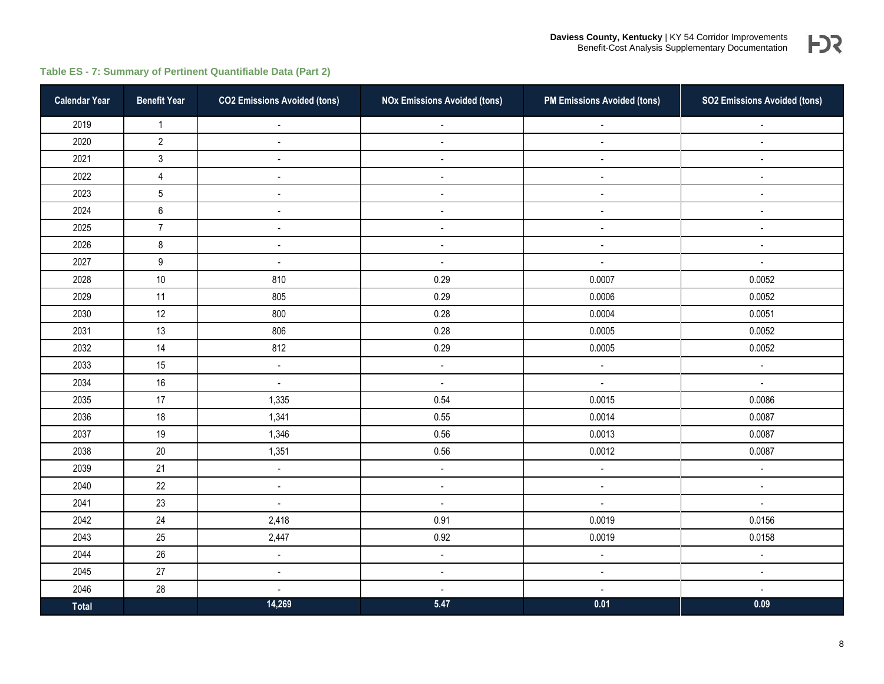**Table ES - 7: Summary of Pertinent Quantifiable Data (Part 2)**

| Calendar Year | Benefit Year | CO2 Emissions Avoided (tons) | NOx Emissions Avoided (tons) | PM Emissions Avoided (tons) | SO2 Emissions Avoided (tons) |
|---|---|---|---|---|---|
| 2019 | 1 | - | - | - | - |
| 2020 | 2 | - | - | - | - |
| 2021 | 3 | - | - | - | - |
| 2022 | 4 | - | - | - | - |
| 2023 | 5 | - | - | - | - |
| 2024 | 6 | - | - | - | - |
| 2025 | 7 | - | - | - | - |
| 2026 | 8 | - | - | - | - |
| 2027 | 9 | - | - | - | - |
| 2028 | 10 | 810 | 0.29 | 0.0007 | 0.0052 |
| 2029 | 11 | 805 | 0.29 | 0.0006 | 0.0052 |
| 2030 | 12 | 800 | 0.28 | 0.0004 | 0.0051 |
| 2031 | 13 | 806 | 0.28 | 0.0005 | 0.0052 |
| 2032 | 14 | 812 | 0.29 | 0.0005 | 0.0052 |
| 2033 | 15 | - | - | - | - |
| 2034 | 16 | - | - | - | - |
| 2035 | 17 | 1,335 | 0.54 | 0.0015 | 0.0086 |
| 2036 | 18 | 1,341 | 0.55 | 0.0014 | 0.0087 |
| 2037 | 19 | 1,346 | 0.56 | 0.0013 | 0.0087 |
| 2038 | 20 | 1,351 | 0.56 | 0.0012 | 0.0087 |
| 2039 | 21 | - | - | - | - |
| 2040 | 22 | - | - | - | - |
| 2041 | 23 | - | - | - | - |
| 2042 | 24 | 2,418 | 0.91 | 0.0019 | 0.0156 |
| 2043 | 25 | 2,447 | 0.92 | 0.0019 | 0.0158 |
| 2044 | 26 | - | - | - | - |
| 2045 | 27 | - | - | - | - |
| 2046 | 28 | - | - | - | - |
| **Total** | | **14,269** | **5.47** | **0.01** | **0.09** |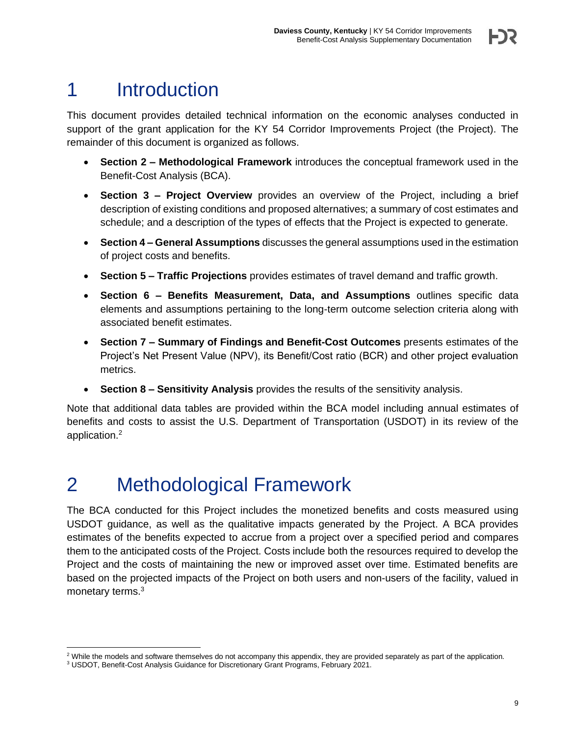# 1 Introduction

This document provides detailed technical information on the economic analyses conducted in support of the grant application for the KY 54 Corridor Improvements Project (the Project). The remainder of this document is organized as follows.

- **Section 2 – Methodological Framework** introduces the conceptual framework used in the Benefit-Cost Analysis (BCA).
- **Section 3 – Project Overview** provides an overview of the Project, including a brief description of existing conditions and proposed alternatives; a summary of cost estimates and schedule; and a description of the types of effects that the Project is expected to generate.
- **Section 4 – General Assumptions** discusses the general assumptions used in the estimation of project costs and benefits.
- **Section 5 – Traffic Projections** provides estimates of travel demand and traffic growth.
- **Section 6 – Benefits Measurement, Data, and Assumptions** outlines specific data elements and assumptions pertaining to the long-term outcome selection criteria along with associated benefit estimates.
- **Section 7 – Summary of Findings and Benefit-Cost Outcomes** presents estimates of the Project's Net Present Value (NPV), its Benefit/Cost ratio (BCR) and other project evaluation metrics.
- **Section 8 – Sensitivity Analysis** provides the results of the sensitivity analysis.

Note that additional data tables are provided within the BCA model including annual estimates of benefits and costs to assist the U.S. Department of Transportation (USDOT) in its review of the application.[2]

# 2 Methodological Framework

The BCA conducted for this Project includes the monetized benefits and costs measured using USDOT guidance, as well as the qualitative impacts generated by the Project. A BCA provides estimates of the benefits expected to accrue from a project over a specified period and compares them to the anticipated costs of the Project. Costs include both the resources required to develop the Project and the costs of maintaining the new or improved asset over time. Estimated benefits are based on the projected impacts of the Project on both users and non-users of the facility, valued in monetary terms.[3]

---

[2] While the models and software themselves do not accompany this appendix, they are provided separately as part of the application.

[3] USDOT, Benefit-Cost Analysis Guidance for Discretionary Grant Programs, February 2021.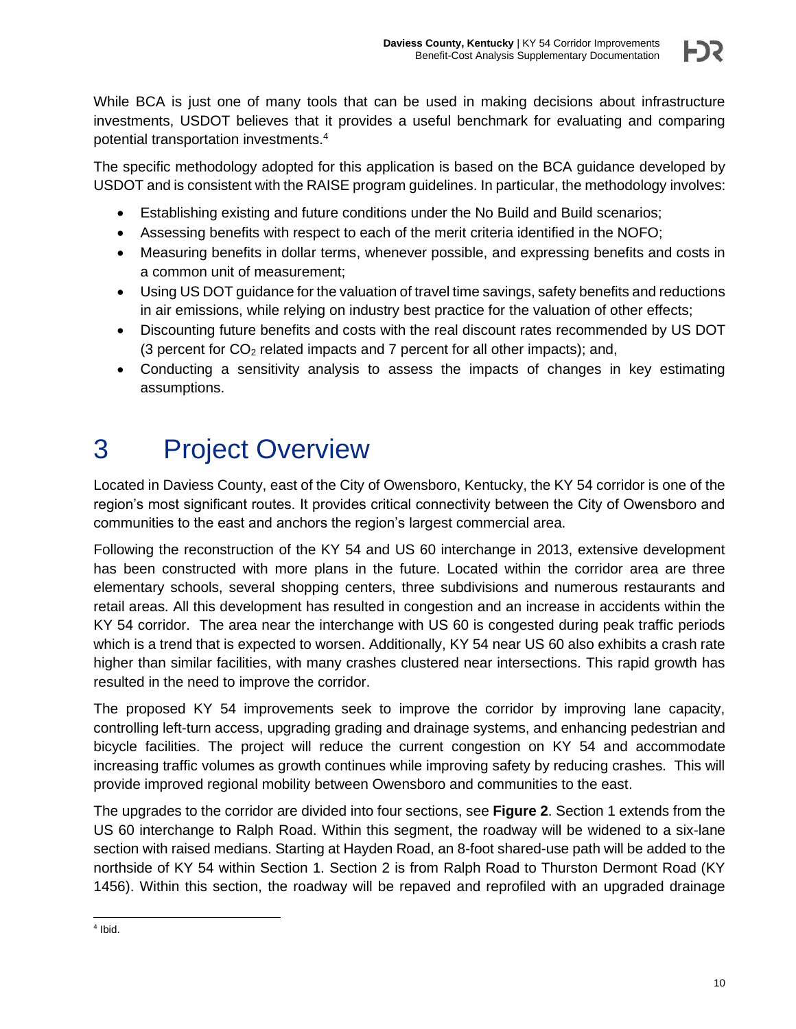While BCA is just one of many tools that can be used in making decisions about infrastructure investments, USDOT believes that it provides a useful benchmark for evaluating and comparing potential transportation investments.[4]

The specific methodology adopted for this application is based on the BCA guidance developed by USDOT and is consistent with the RAISE program guidelines. In particular, the methodology involves:

- Establishing existing and future conditions under the No Build and Build scenarios;
- Assessing benefits with respect to each of the merit criteria identified in the NOFO;
- Measuring benefits in dollar terms, whenever possible, and expressing benefits and costs in a common unit of measurement;
- Using US DOT guidance for the valuation of travel time savings, safety benefits and reductions in air emissions, while relying on industry best practice for the valuation of other effects;
- Discounting future benefits and costs with the real discount rates recommended by US DOT (3 percent for $CO_2$ related impacts and 7 percent for all other impacts); and,
- Conducting a sensitivity analysis to assess the impacts of changes in key estimating assumptions.

# 3 Project Overview

Located in Daviess County, east of the City of Owensboro, Kentucky, the KY 54 corridor is one of the region's most significant routes. It provides critical connectivity between the City of Owensboro and communities to the east and anchors the region's largest commercial area.

Following the reconstruction of the KY 54 and US 60 interchange in 2013, extensive development has been constructed with more plans in the future. Located within the corridor area are three elementary schools, several shopping centers, three subdivisions and numerous restaurants and retail areas. All this development has resulted in congestion and an increase in accidents within the KY 54 corridor. The area near the interchange with US 60 is congested during peak traffic periods which is a trend that is expected to worsen. Additionally, KY 54 near US 60 also exhibits a crash rate higher than similar facilities, with many crashes clustered near intersections. This rapid growth has resulted in the need to improve the corridor.

The proposed KY 54 improvements seek to improve the corridor by improving lane capacity, controlling left-turn access, upgrading grading and drainage systems, and enhancing pedestrian and bicycle facilities. The project will reduce the current congestion on KY 54 and accommodate increasing traffic volumes as growth continues while improving safety by reducing crashes. This will provide improved regional mobility between Owensboro and communities to the east.

The upgrades to the corridor are divided into four sections, see **Figure 2**. Section 1 extends from the US 60 interchange to Ralph Road. Within this segment, the roadway will be widened to a six-lane section with raised medians. Starting at Hayden Road, an 8-foot shared-use path will be added to the northside of KY 54 within Section 1. Section 2 is from Ralph Road to Thurston Dermont Road (KY 1456). Within this section, the roadway will be repaved and reprofiled with an upgraded drainage

[4] Ibid.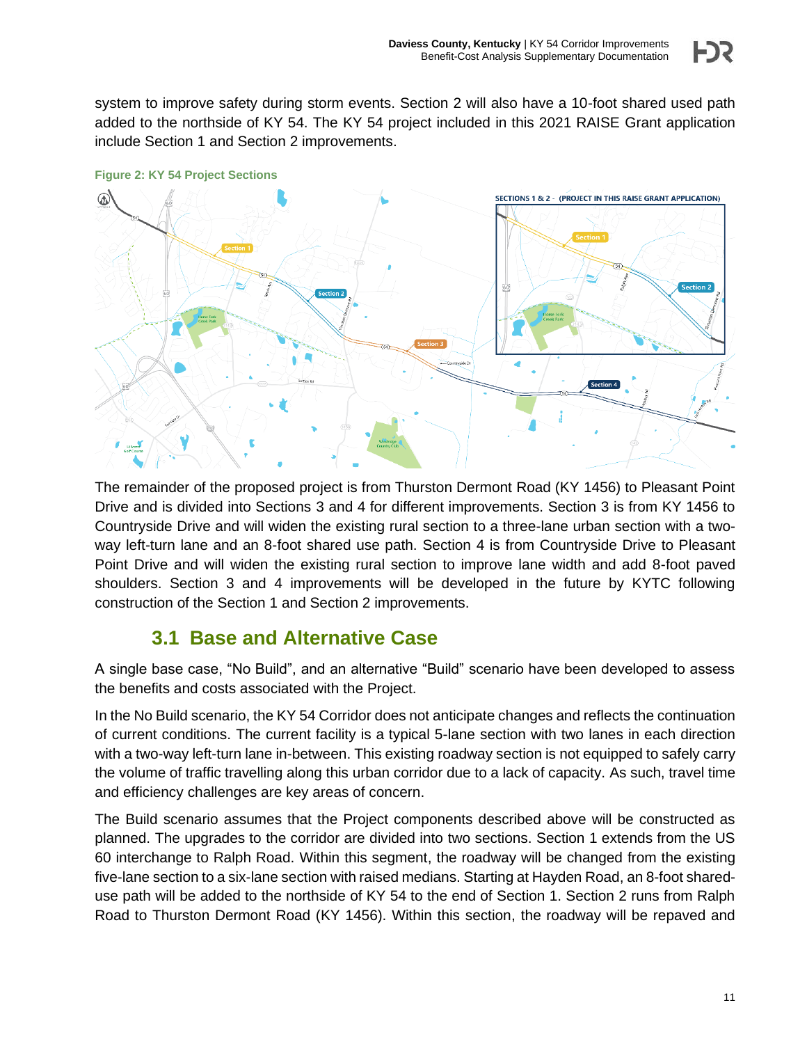system to improve safety during storm events. Section 2 will also have a 10-foot shared used path added to the northside of KY 54. The KY 54 project included in this 2021 RAISE Grant application include Section 1 and Section 2 improvements.

**Figure 2: KY 54 Project Sections**

SECTIONS 1 & 2 - (PROJECT IN THIS RAISE GRANT APPLICATION)

Section 1

Section 2

Section 3

Section 4

The remainder of the proposed project is from Thurston Dermont Road (KY 1456) to Pleasant Point Drive and is divided into Sections 3 and 4 for different improvements. Section 3 is from KY 1456 to Countryside Drive and will widen the existing rural section to a three-lane urban section with a two-way left-turn lane and an 8-foot shared use path. Section 4 is from Countryside Drive to Pleasant Point Drive and will widen the existing rural section to improve lane width and add 8-foot paved shoulders. Section 3 and 4 improvements will be developed in the future by KYTC following construction of the Section 1 and Section 2 improvements.

## 3.1 Base and Alternative Case

A single base case, "No Build", and an alternative "Build" scenario have been developed to assess the benefits and costs associated with the Project.

In the No Build scenario, the KY 54 Corridor does not anticipate changes and reflects the continuation of current conditions. The current facility is a typical 5-lane section with two lanes in each direction with a two-way left-turn lane in-between. This existing roadway section is not equipped to safely carry the volume of traffic travelling along this urban corridor due to a lack of capacity. As such, travel time and efficiency challenges are key areas of concern.

The Build scenario assumes that the Project components described above will be constructed as planned. The upgrades to the corridor are divided into two sections. Section 1 extends from the US 60 interchange to Ralph Road. Within this segment, the roadway will be changed from the existing five-lane section to a six-lane section with raised medians. Starting at Hayden Road, an 8-foot shared-use path will be added to the northside of KY 54 to the end of Section 1. Section 2 runs from Ralph Road to Thurston Dermont Road (KY 1456). Within this section, the roadway will be repaved and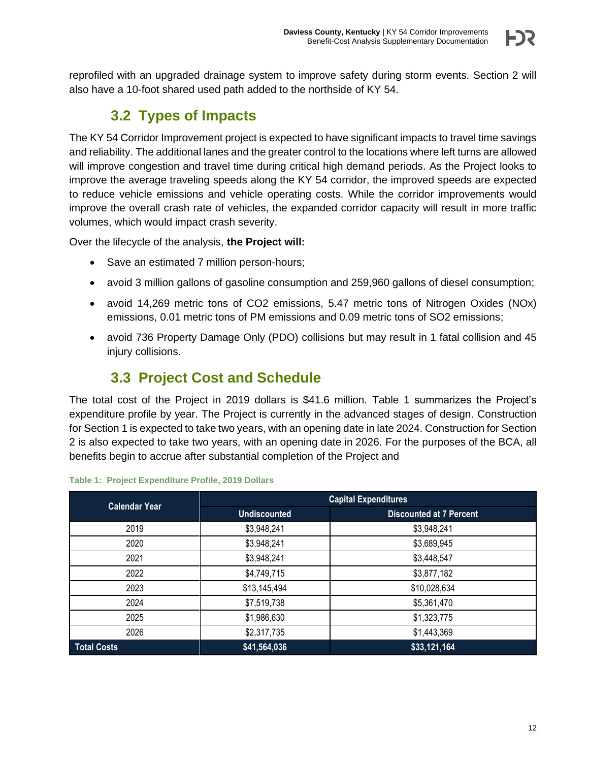reprofiled with an upgraded drainage system to improve safety during storm events. Section 2 will also have a 10-foot shared used path added to the northside of KY 54.

## 3.2 Types of Impacts

The KY 54 Corridor Improvement project is expected to have significant impacts to travel time savings and reliability. The additional lanes and the greater control to the locations where left turns are allowed will improve congestion and travel time during critical high demand periods. As the Project looks to improve the average traveling speeds along the KY 54 corridor, the improved speeds are expected to reduce vehicle emissions and vehicle operating costs. While the corridor improvements would improve the overall crash rate of vehicles, the expanded corridor capacity will result in more traffic volumes, which would impact crash severity.

Over the lifecycle of the analysis, **the Project will:**

- Save an estimated 7 million person-hours;
- avoid 3 million gallons of gasoline consumption and 259,960 gallons of diesel consumption;
- avoid 14,269 metric tons of $CO_2$ emissions, 5.47 metric tons of Nitrogen Oxides (NOx) emissions, 0.01 metric tons of PM emissions and 0.09 metric tons of $SO_2$ emissions;
- avoid 736 Property Damage Only (PDO) collisions but may result in 1 fatal collision and 45 injury collisions.

## 3.3 Project Cost and Schedule

The total cost of the Project in 2019 dollars is $41.6 million. Table 1 summarizes the Project's expenditure profile by year. The Project is currently in the advanced stages of design. Construction for Section 1 is expected to take two years, with an opening date in late 2024. Construction for Section 2 is also expected to take two years, with an opening date in 2026. For the purposes of the BCA, all benefits begin to accrue after substantial completion of the Project and

**Table 1: Project Expenditure Profile, 2019 Dollars**

| Calendar Year | Capital Expenditures | |
|---|---|---|
| | Undiscounted | Discounted at 7 Percent |
| 2019 | $3,948,241 | $3,948,241 |
| 2020 | $3,948,241 | $3,689,945 |
| 2021 | $3,948,241 | $3,448,547 |
| 2022 | $4,749,715 | $3,877,182 |
| 2023 | $13,145,494 | $10,028,634 |
| 2024 | $7,519,738 | $5,361,470 |
| 2025 | $1,986,630 | $1,323,775 |
| 2026 | $2,317,735 | $1,443,369 |
| **Total Costs** | **$41,564,036** | **$33,121,164** |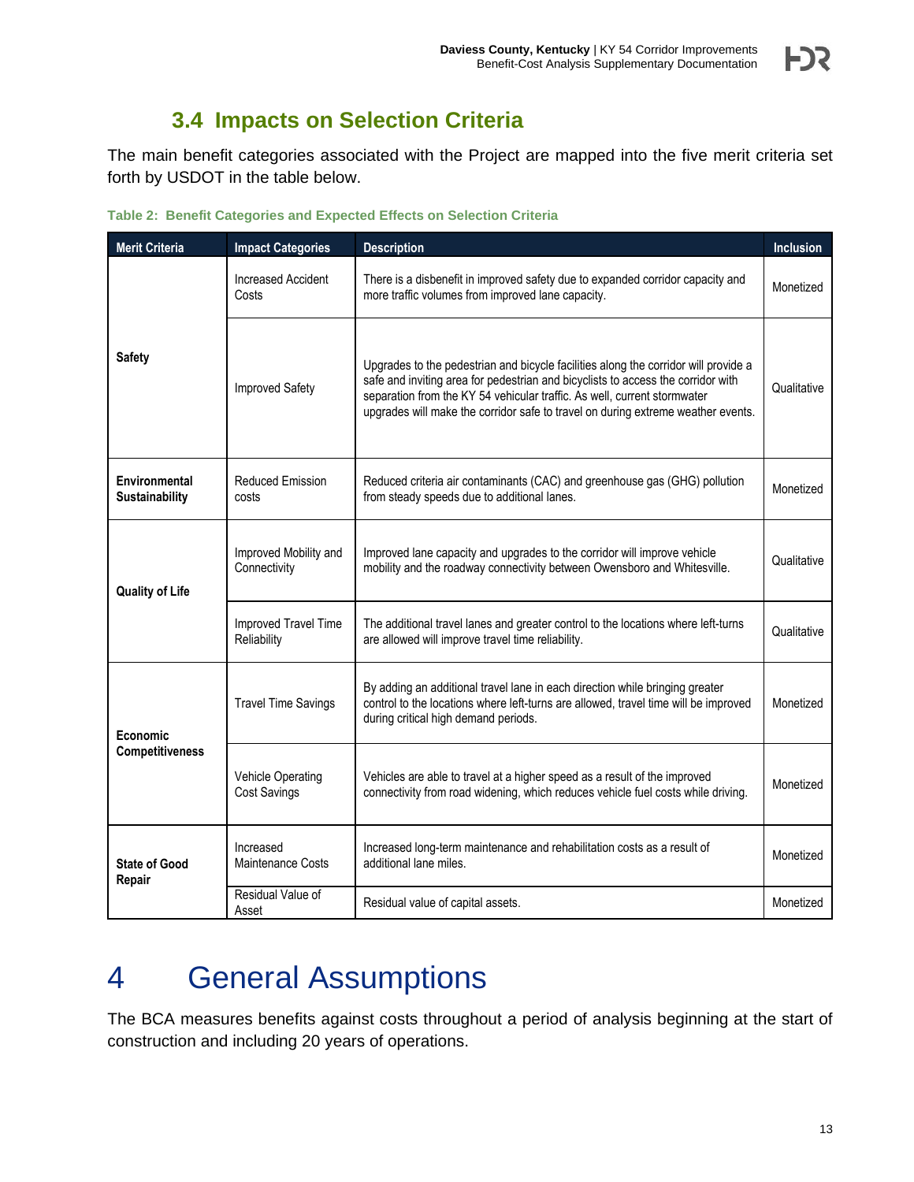## 3.4 Impacts on Selection Criteria

The main benefit categories associated with the Project are mapped into the five merit criteria set forth by USDOT in the table below.

**Table 2: Benefit Categories and Expected Effects on Selection Criteria**

| Merit Criteria | Impact Categories | Description | Inclusion |
|---|---|---|---|
| **Safety** | Increased Accident Costs | There is a disbenefit in improved safety due to expanded corridor capacity and more traffic volumes from improved lane capacity. | Monetized |
| | Improved Safety | Upgrades to the pedestrian and bicycle facilities along the corridor will provide a safe and inviting area for pedestrian and bicyclists to access the corridor with separation from the KY 54 vehicular traffic. As well, current stormwater upgrades will make the corridor safe to travel on during extreme weather events. | Qualitative |
| **Environmental Sustainability** | Reduced Emission costs | Reduced criteria air contaminants (CAC) and greenhouse gas (GHG) pollution from steady speeds due to additional lanes. | Monetized |
| **Quality of Life** | Improved Mobility and Connectivity | Improved lane capacity and upgrades to the corridor will improve vehicle mobility and the roadway connectivity between Owensboro and Whitesville. | Qualitative |
| | Improved Travel Time Reliability | The additional travel lanes and greater control to the locations where left-turns are allowed will improve travel time reliability. | Qualitative |
| **Economic Competitiveness** | Travel Time Savings | By adding an additional travel lane in each direction while bringing greater control to the locations where left-turns are allowed, travel time will be improved during critical high demand periods. | Monetized |
| | Vehicle Operating Cost Savings | Vehicles are able to travel at a higher speed as a result of the improved connectivity from road widening, which reduces vehicle fuel costs while driving. | Monetized |
| **State of Good Repair** | Increased Maintenance Costs | Increased long-term maintenance and rehabilitation costs as a result of additional lane miles. | Monetized |
| | Residual Value of Asset | Residual value of capital assets. | Monetized |

# 4 General Assumptions

The BCA measures benefits against costs throughout a period of analysis beginning at the start of construction and including 20 years of operations.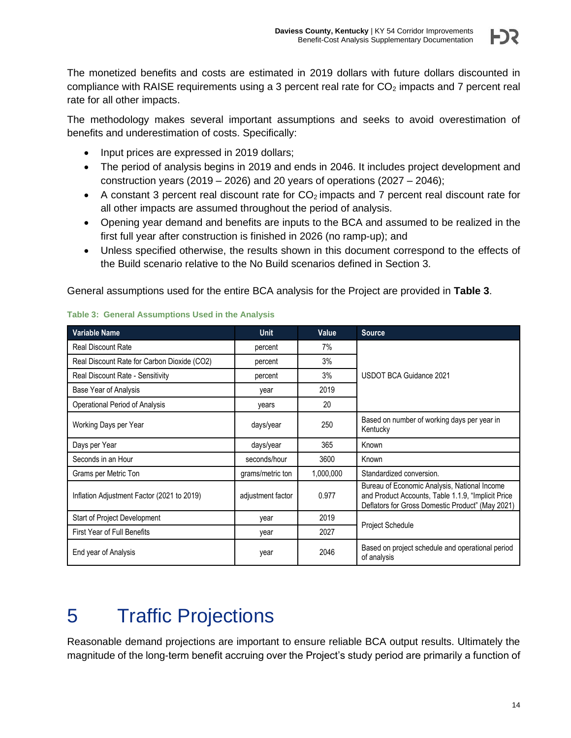The monetized benefits and costs are estimated in 2019 dollars with future dollars discounted in compliance with RAISE requirements using a 3 percent real rate for $CO_2$ impacts and 7 percent real rate for all other impacts.

The methodology makes several important assumptions and seeks to avoid overestimation of benefits and underestimation of costs. Specifically:

- Input prices are expressed in 2019 dollars;
- The period of analysis begins in 2019 and ends in 2046. It includes project development and construction years (2019 – 2026) and 20 years of operations (2027 – 2046);
- A constant 3 percent real discount rate for $CO_2$ impacts and 7 percent real discount rate for all other impacts are assumed throughout the period of analysis.
- Opening year demand and benefits are inputs to the BCA and assumed to be realized in the first full year after construction is finished in 2026 (no ramp-up); and
- Unless specified otherwise, the results shown in this document correspond to the effects of the Build scenario relative to the No Build scenarios defined in Section 3.

General assumptions used for the entire BCA analysis for the Project are provided in **Table 3**.

**Table 3: General Assumptions Used in the Analysis**

| Variable Name | Unit | Value | Source |
|---|---|---|---|
| Real Discount Rate | percent | 7% | USDOT BCA Guidance 2021 |
| Real Discount Rate for Carbon Dioxide (CO2) | percent | 3% | |
| Real Discount Rate - Sensitivity | percent | 3% | |
| Base Year of Analysis | year | 2019 | |
| Operational Period of Analysis | years | 20 | |
| Working Days per Year | days/year | 250 | Based on number of working days per year in Kentucky |
| Days per Year | days/year | 365 | Known |
| Seconds in an Hour | seconds/hour | 3600 | Known |
| Grams per Metric Ton | grams/metric ton | 1,000,000 | Standardized conversion. |
| Inflation Adjustment Factor (2021 to 2019) | adjustment factor | 0.977 | Bureau of Economic Analysis, National Income and Product Accounts, Table 1.1.9, "Implicit Price Deflators for Gross Domestic Product" (May 2021) |
| Start of Project Development | year | 2019 | Project Schedule |
| First Year of Full Benefits | year | 2027 | |
| End year of Analysis | year | 2046 | Based on project schedule and operational period of analysis |

# 5 Traffic Projections

Reasonable demand projections are important to ensure reliable BCA output results. Ultimately the magnitude of the long-term benefit accruing over the Project's study period are primarily a function of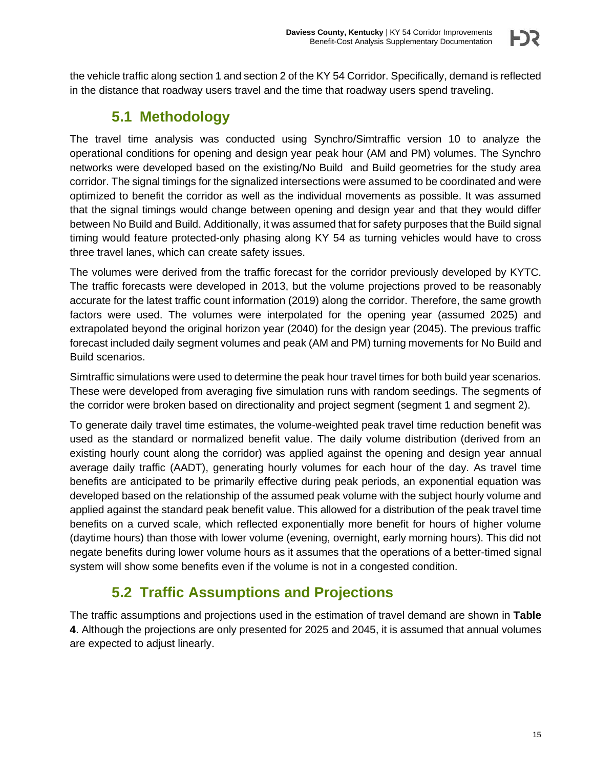the vehicle traffic along section 1 and section 2 of the KY 54 Corridor. Specifically, demand is reflected in the distance that roadway users travel and the time that roadway users spend traveling.

## 5.1 Methodology

The travel time analysis was conducted using Synchro/Simtraffic version 10 to analyze the operational conditions for opening and design year peak hour (AM and PM) volumes. The Synchro networks were developed based on the existing/No Build and Build geometries for the study area corridor. The signal timings for the signalized intersections were assumed to be coordinated and were optimized to benefit the corridor as well as the individual movements as possible. It was assumed that the signal timings would change between opening and design year and that they would differ between No Build and Build. Additionally, it was assumed that for safety purposes that the Build signal timing would feature protected-only phasing along KY 54 as turning vehicles would have to cross three travel lanes, which can create safety issues.

The volumes were derived from the traffic forecast for the corridor previously developed by KYTC. The traffic forecasts were developed in 2013, but the volume projections proved to be reasonably accurate for the latest traffic count information (2019) along the corridor. Therefore, the same growth factors were used. The volumes were interpolated for the opening year (assumed 2025) and extrapolated beyond the original horizon year (2040) for the design year (2045). The previous traffic forecast included daily segment volumes and peak (AM and PM) turning movements for No Build and Build scenarios.

Simtraffic simulations were used to determine the peak hour travel times for both build year scenarios. These were developed from averaging five simulation runs with random seedings. The segments of the corridor were broken based on directionality and project segment (segment 1 and segment 2).

To generate daily travel time estimates, the volume-weighted peak travel time reduction benefit was used as the standard or normalized benefit value. The daily volume distribution (derived from an existing hourly count along the corridor) was applied against the opening and design year annual average daily traffic (AADT), generating hourly volumes for each hour of the day. As travel time benefits are anticipated to be primarily effective during peak periods, an exponential equation was developed based on the relationship of the assumed peak volume with the subject hourly volume and applied against the standard peak benefit value. This allowed for a distribution of the peak travel time benefits on a curved scale, which reflected exponentially more benefit for hours of higher volume (daytime hours) than those with lower volume (evening, overnight, early morning hours). This did not negate benefits during lower volume hours as it assumes that the operations of a better-timed signal system will show some benefits even if the volume is not in a congested condition.

## 5.2 Traffic Assumptions and Projections

The traffic assumptions and projections used in the estimation of travel demand are shown in **Table 4**. Although the projections are only presented for 2025 and 2045, it is assumed that annual volumes are expected to adjust linearly.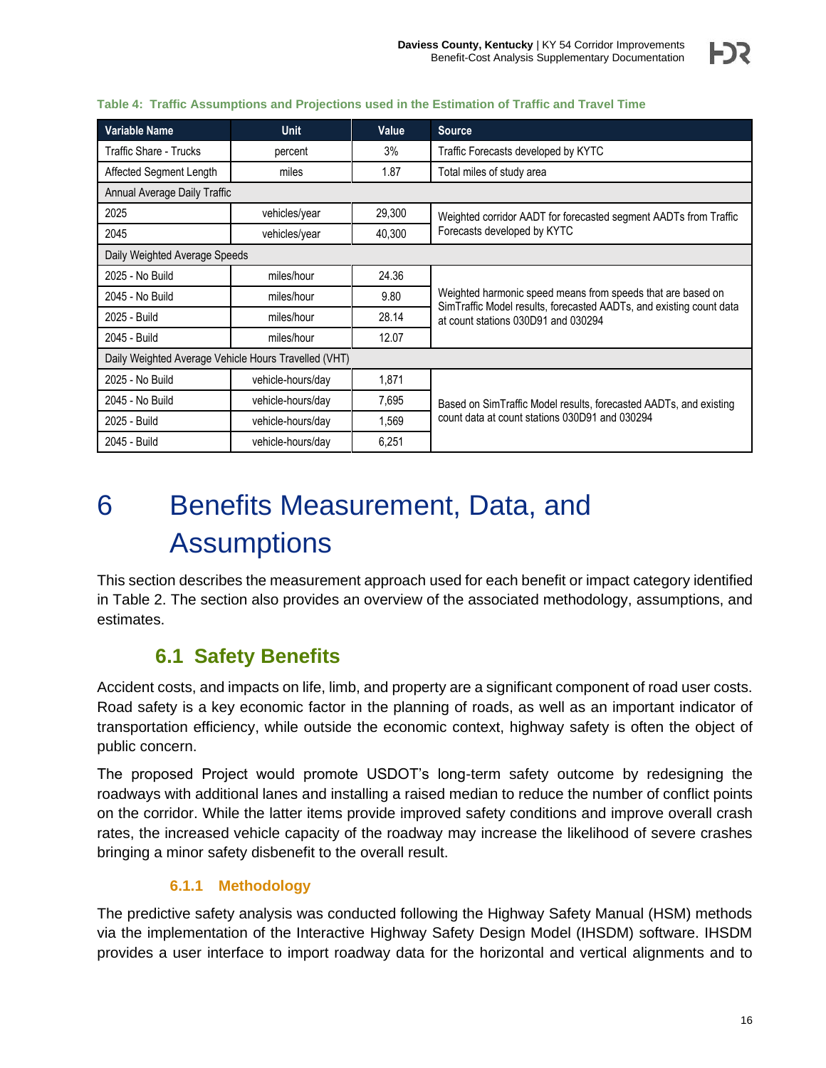**Table 4: Traffic Assumptions and Projections used in the Estimation of Traffic and Travel Time**

| Variable Name | Unit | Value | Source |
|---|---|---|---|
| Traffic Share - Trucks | percent | 3% | Traffic Forecasts developed by KYTC |
| Affected Segment Length | miles | 1.87 | Total miles of study area |
| Annual Average Daily Traffic | | | |
| 2025 | vehicles/year | 29,300 | Weighted corridor AADT for forecasted segment AADTs from Traffic Forecasts developed by KYTC |
| 2045 | vehicles/year | 40,300 | |
| Daily Weighted Average Speeds | | | |
| 2025 - No Build | miles/hour | 24.36 | Weighted harmonic speed means from speeds that are based on SimTraffic Model results, forecasted AADTs, and existing count data at count stations 030D91 and 030294 |
| 2045 - No Build | miles/hour | 9.80 | |
| 2025 - Build | miles/hour | 28.14 | |
| 2045 - Build | miles/hour | 12.07 | |
| Daily Weighted Average Vehicle Hours Travelled (VHT) | | | |
| 2025 - No Build | vehicle-hours/day | 1,871 | Based on SimTraffic Model results, forecasted AADTs, and existing count data at count stations 030D91 and 030294 |
| 2045 - No Build | vehicle-hours/day | 7,695 | |
| 2025 - Build | vehicle-hours/day | 1,569 | |
| 2045 - Build | vehicle-hours/day | 6,251 | |

# 6 Benefits Measurement, Data, and Assumptions

This section describes the measurement approach used for each benefit or impact category identified in Table 2. The section also provides an overview of the associated methodology, assumptions, and estimates.

## 6.1 Safety Benefits

Accident costs, and impacts on life, limb, and property are a significant component of road user costs. Road safety is a key economic factor in the planning of roads, as well as an important indicator of transportation efficiency, while outside the economic context, highway safety is often the object of public concern.

The proposed Project would promote USDOT's long-term safety outcome by redesigning the roadways with additional lanes and installing a raised median to reduce the number of conflict points on the corridor. While the latter items provide improved safety conditions and improve overall crash rates, the increased vehicle capacity of the roadway may increase the likelihood of severe crashes bringing a minor safety disbenefit to the overall result.

### 6.1.1 Methodology

The predictive safety analysis was conducted following the Highway Safety Manual (HSM) methods via the implementation of the Interactive Highway Safety Design Model (IHSDM) software. IHSDM provides a user interface to import roadway data for the horizontal and vertical alignments and to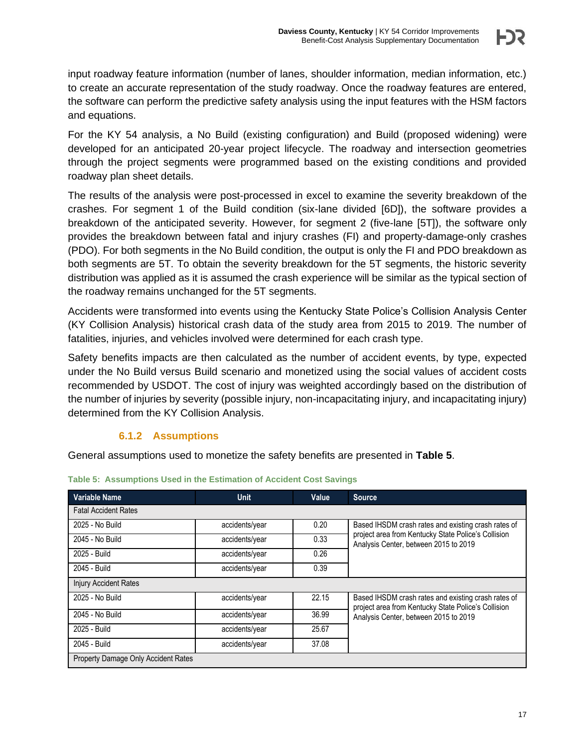input roadway feature information (number of lanes, shoulder information, median information, etc.) to create an accurate representation of the study roadway. Once the roadway features are entered, the software can perform the predictive safety analysis using the input features with the HSM factors and equations.

For the KY 54 analysis, a No Build (existing configuration) and Build (proposed widening) were developed for an anticipated 20-year project lifecycle. The roadway and intersection geometries through the project segments were programmed based on the existing conditions and provided roadway plan sheet details.

The results of the analysis were post-processed in excel to examine the severity breakdown of the crashes. For segment 1 of the Build condition (six-lane divided [6D]), the software provides a breakdown of the anticipated severity. However, for segment 2 (five-lane [5T]), the software only provides the breakdown between fatal and injury crashes (FI) and property-damage-only crashes (PDO). For both segments in the No Build condition, the output is only the FI and PDO breakdown as both segments are 5T. To obtain the severity breakdown for the 5T segments, the historic severity distribution was applied as it is assumed the crash experience will be similar as the typical section of the roadway remains unchanged for the 5T segments.

Accidents were transformed into events using the Kentucky State Police's Collision Analysis Center (KY Collision Analysis) historical crash data of the study area from 2015 to 2019. The number of fatalities, injuries, and vehicles involved were determined for each crash type.

Safety benefits impacts are then calculated as the number of accident events, by type, expected under the No Build versus Build scenario and monetized using the social values of accident costs recommended by USDOT. The cost of injury was weighted accordingly based on the distribution of the number of injuries by severity (possible injury, non-incapacitating injury, and incapacitating injury) determined from the KY Collision Analysis.

### 6.1.2 Assumptions

General assumptions used to monetize the safety benefits are presented in **Table 5**.

**Table 5: Assumptions Used in the Estimation of Accident Cost Savings**

| Variable Name | Unit | Value | Source |
|---|---|---|---|
| Fatal Accident Rates | | | |
| 2025 - No Build | accidents/year | 0.20 | Based IHSDM crash rates and existing crash rates of project area from Kentucky State Police's Collision Analysis Center, between 2015 to 2019 |
| 2045 - No Build | accidents/year | 0.33 | |
| 2025 - Build | accidents/year | 0.26 | |
| 2045 - Build | accidents/year | 0.39 | |
| Injury Accident Rates | | | |
| 2025 - No Build | accidents/year | 22.15 | Based IHSDM crash rates and existing crash rates of project area from Kentucky State Police's Collision Analysis Center, between 2015 to 2019 |
| 2045 - No Build | accidents/year | 36.99 | |
| 2025 - Build | accidents/year | 25.67 | |
| 2045 - Build | accidents/year | 37.08 | |
| Property Damage Only Accident Rates | | | |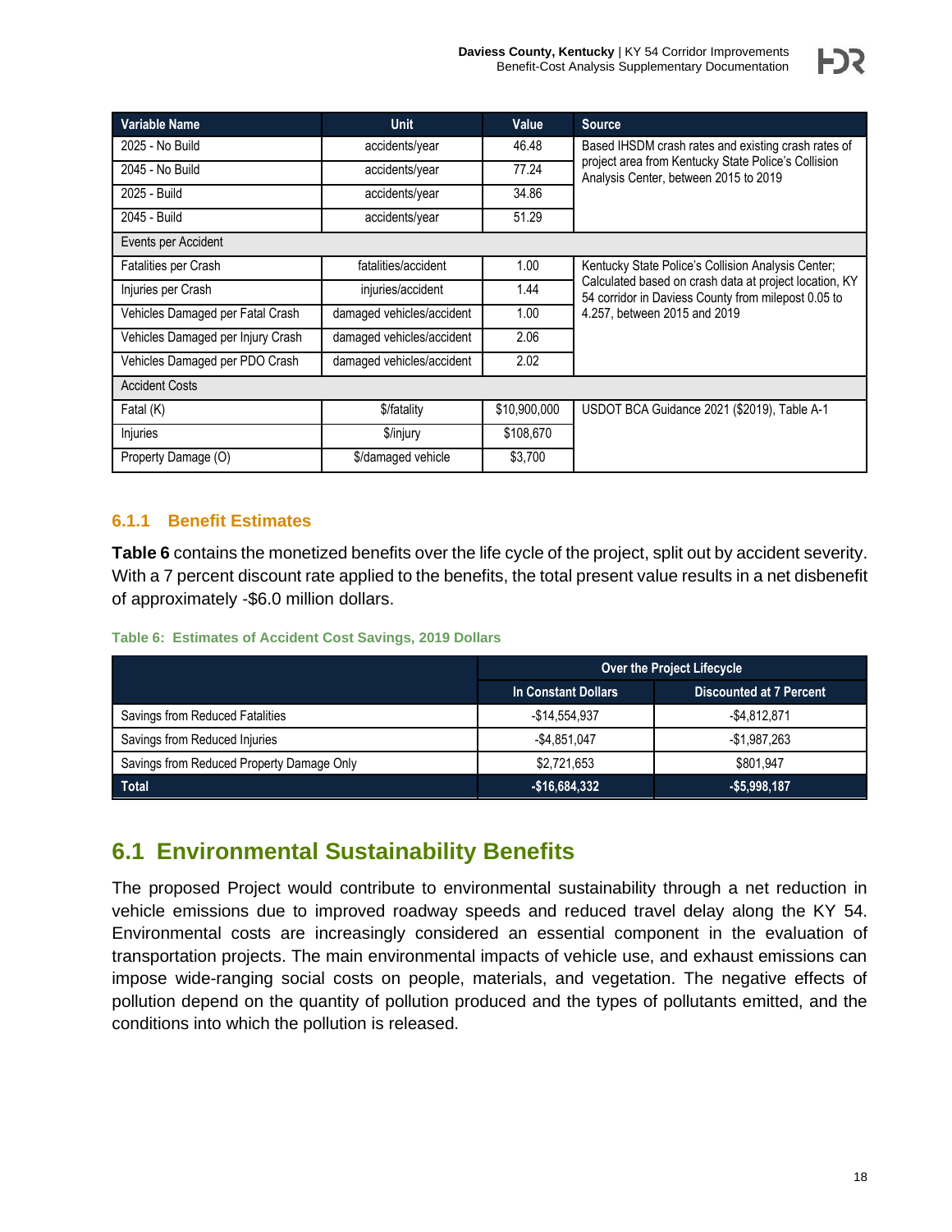| Variable Name | Unit | Value | Source |
|---|---|---|---|
| 2025 - No Build | accidents/year | 46.48 | Based IHSDM crash rates and existing crash rates of project area from Kentucky State Police's Collision Analysis Center, between 2015 to 2019 |
| 2045 - No Build | accidents/year | 77.24 | |
| 2025 - Build | accidents/year | 34.86 | |
| 2045 - Build | accidents/year | 51.29 | |
| Events per Accident | | | |
| Fatalities per Crash | fatalities/accident | 1.00 | Kentucky State Police's Collision Analysis Center; Calculated based on crash data at project location, KY 54 corridor in Daviess County from milepost 0.05 to 4.257, between 2015 and 2019 |
| Injuries per Crash | injuries/accident | 1.44 | |
| Vehicles Damaged per Fatal Crash | damaged vehicles/accident | 1.00 | |
| Vehicles Damaged per Injury Crash | damaged vehicles/accident | 2.06 | |
| Vehicles Damaged per PDO Crash | damaged vehicles/accident | 2.02 | |
| Accident Costs | | | |
| Fatal (K) | $/fatality | $10,900,000 | USDOT BCA Guidance 2021 ($2019), Table A-1 |
| Injuries | $/injury | $108,670 | |
| Property Damage (O) | $/damaged vehicle | $3,700 | |

### 6.1.1 Benefit Estimates

**Table 6** contains the monetized benefits over the life cycle of the project, split out by accident severity. With a 7 percent discount rate applied to the benefits, the total present value results in a net disbenefit of approximately -$6.0 million dollars.

**Table 6: Estimates of Accident Cost Savings, 2019 Dollars**

| | Over the Project Lifecycle | |
|---|---|---|
| | In Constant Dollars | Discounted at 7 Percent |
| Savings from Reduced Fatalities | -$14,554,937 | -$4,812,871 |
| Savings from Reduced Injuries | -$4,851,047 | -$1,987,263 |
| Savings from Reduced Property Damage Only | $2,721,653 | $801,947 |
| **Total** | **-$16,684,332** | **-$5,998,187** |

## 6.1 Environmental Sustainability Benefits

The proposed Project would contribute to environmental sustainability through a net reduction in vehicle emissions due to improved roadway speeds and reduced travel delay along the KY 54. Environmental costs are increasingly considered an essential component in the evaluation of transportation projects. The main environmental impacts of vehicle use, and exhaust emissions can impose wide-ranging social costs on people, materials, and vegetation. The negative effects of pollution depend on the quantity of pollution produced and the types of pollutants emitted, and the conditions into which the pollution is released.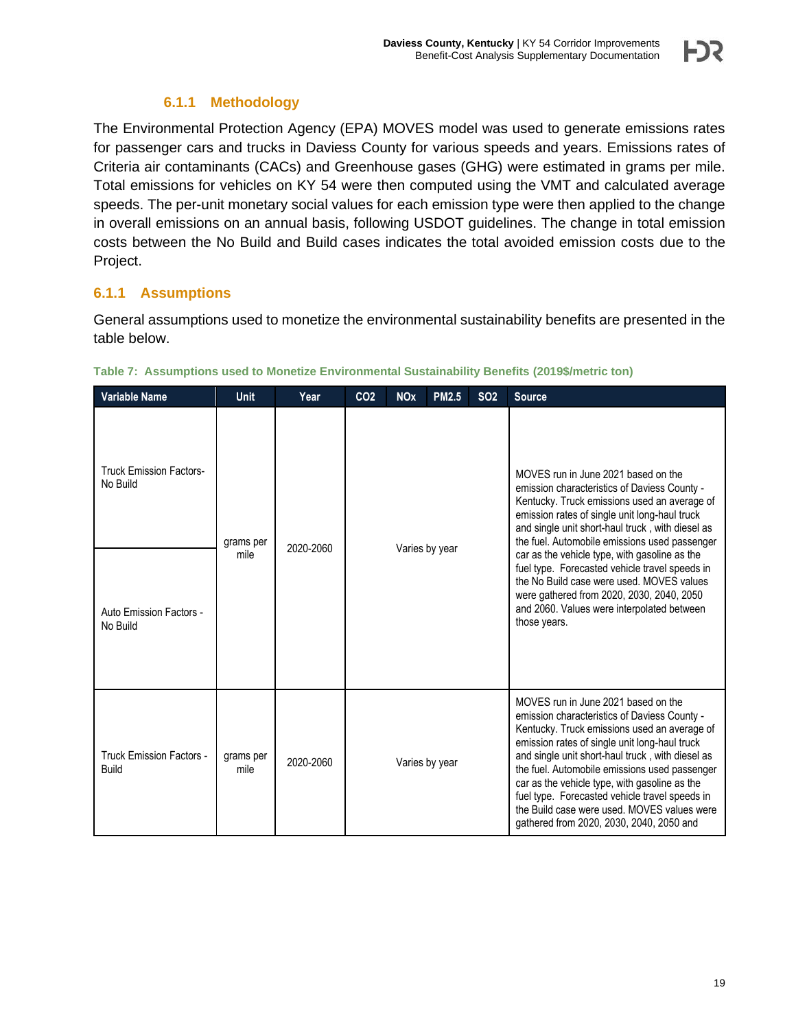#### 6.1.1 Methodology

The Environmental Protection Agency (EPA) MOVES model was used to generate emissions rates for passenger cars and trucks in Daviess County for various speeds and years. Emissions rates of Criteria air contaminants (CACs) and Greenhouse gases (GHG) were estimated in grams per mile. Total emissions for vehicles on KY 54 were then computed using the VMT and calculated average speeds. The per-unit monetary social values for each emission type were then applied to the change in overall emissions on an annual basis, following USDOT guidelines. The change in total emission costs between the No Build and Build cases indicates the total avoided emission costs due to the Project.

### 6.1.1 Assumptions

General assumptions used to monetize the environmental sustainability benefits are presented in the table below.

**Table 7: Assumptions used to Monetize Environmental Sustainability Benefits (2019$/metric ton)**

| Variable Name | Unit | Year | $CO_2$ | NOx | PM2.5 | $SO_2$ | Source |
|---|---|---|---|---|---|---|---|
| Truck Emission Factors- No Build | grams per mile | 2020-2060 | Varies by year | | | | MOVES run in June 2021 based on the emission characteristics of Daviess County - Kentucky. Truck emissions used an average of emission rates of single unit long-haul truck and single unit short-haul truck , with diesel as the fuel. Automobile emissions used passenger car as the vehicle type, with gasoline as the fuel type. Forecasted vehicle travel speeds in the No Build case were used. MOVES values were gathered from 2020, 2030, 2040, 2050 and 2060. Values were interpolated between those years. |
| Auto Emission Factors - No Build | | | | | | | |
| Truck Emission Factors - Build | grams per mile | 2020-2060 | Varies by year | | | | MOVES run in June 2021 based on the emission characteristics of Daviess County - Kentucky. Truck emissions used an average of emission rates of single unit long-haul truck and single unit short-haul truck , with diesel as the fuel. Automobile emissions used passenger car as the vehicle type, with gasoline as the fuel type. Forecasted vehicle travel speeds in the Build case were used. MOVES values were gathered from 2020, 2030, 2040, 2050 and |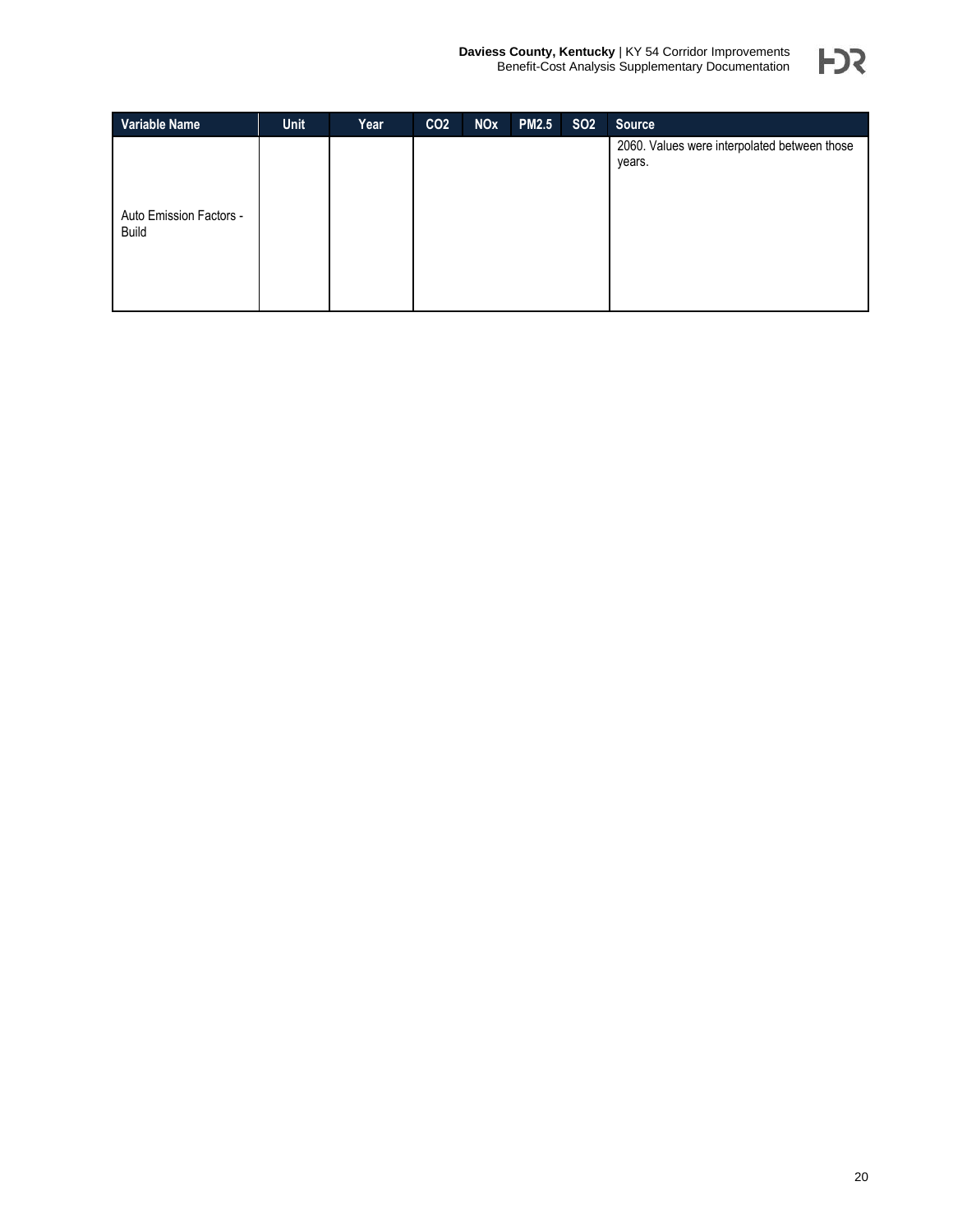| Variable Name | Unit | Year | $CO_2$ | $NO_x$ | PM2.5 | $SO_2$ | Source |
|---|---|---|---|---|---|---|---|
| Auto Emission Factors - Build | | | | | | | 2060. Values were interpolated between those years. |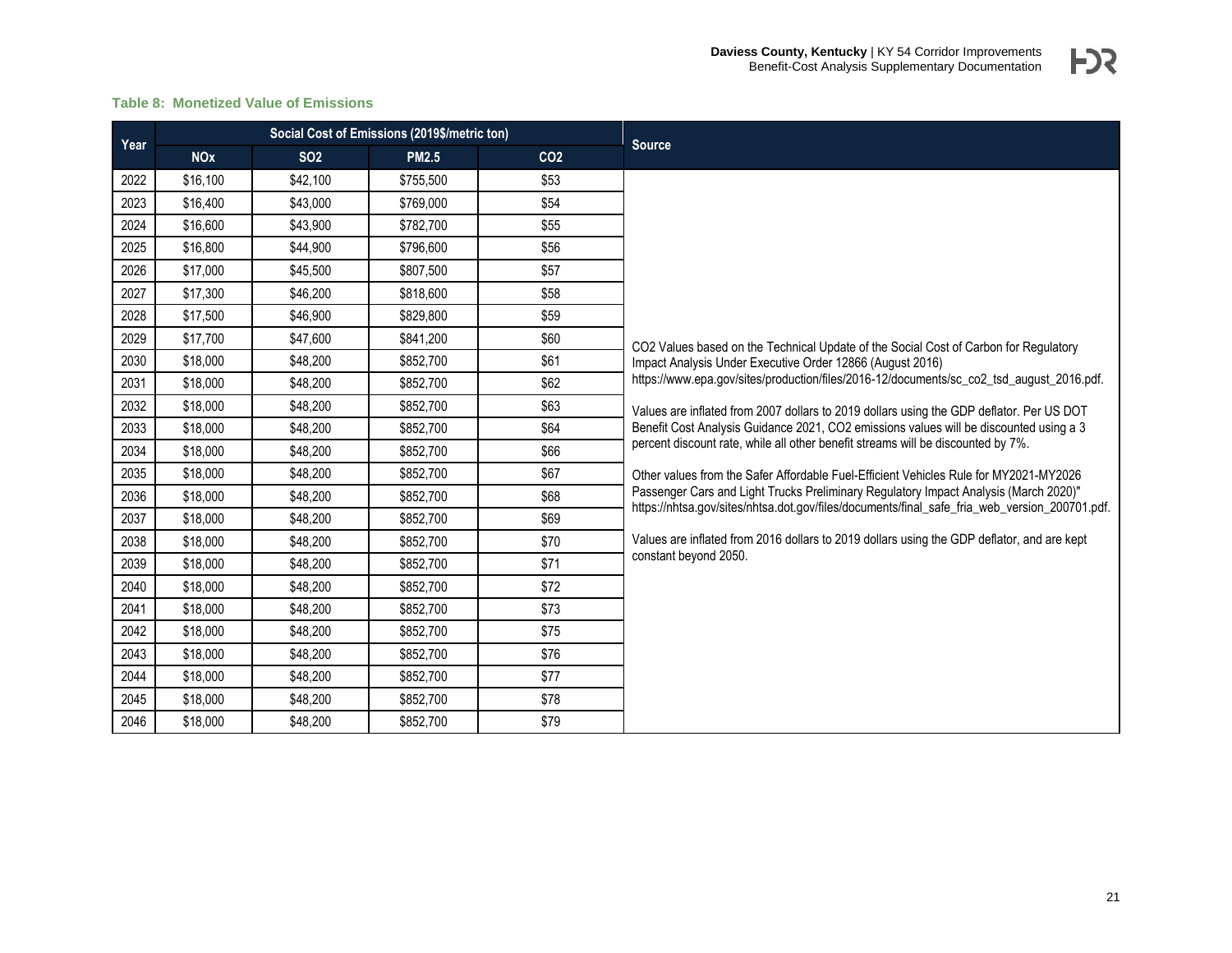**Table 8: Monetized Value of Emissions**

| Year | Social Cost of Emissions (2019$/metric ton) | | | | Source |
|---|---|---|---|---|---|
| | NOx | SO2 | PM2.5 | CO2 | |
| 2022 | $16,100 | $42,100 | $755,500 | $53 | CO2 Values based on the Technical Update of the Social Cost of Carbon for Regulatory Impact Analysis Under Executive Order 12866 (August 2016) https://www.epa.gov/sites/production/files/2016-12/documents/sc_co2_tsd_august_2016.pdf. Values are inflated from 2007 dollars to 2019 dollars using the GDP deflator. Per US DOT Benefit Cost Analysis Guidance 2021, CO2 emissions values will be discounted using a 3 percent discount rate, while all other benefit streams will be discounted by 7%. Other values from the Safer Affordable Fuel-Efficient Vehicles Rule for MY2021-MY2026 Passenger Cars and Light Trucks Preliminary Regulatory Impact Analysis (March 2020)" https://nhtsa.gov/sites/nhtsa.dot.gov/files/documents/final_safe_fria_web_version_200701.pdf. Values are inflated from 2016 dollars to 2019 dollars using the GDP deflator, and are kept constant beyond 2050. |
| 2023 | $16,400 | $43,000 | $769,000 | $54 | |
| 2024 | $16,600 | $43,900 | $782,700 | $55 | |
| 2025 | $16,800 | $44,900 | $796,600 | $56 | |
| 2026 | $17,000 | $45,500 | $807,500 | $57 | |
| 2027 | $17,300 | $46,200 | $818,600 | $58 | |
| 2028 | $17,500 | $46,900 | $829,800 | $59 | |
| 2029 | $17,700 | $47,600 | $841,200 | $60 | |
| 2030 | $18,000 | $48,200 | $852,700 | $61 | |
| 2031 | $18,000 | $48,200 | $852,700 | $62 | |
| 2032 | $18,000 | $48,200 | $852,700 | $63 | |
| 2033 | $18,000 | $48,200 | $852,700 | $64 | |
| 2034 | $18,000 | $48,200 | $852,700 | $66 | |
| 2035 | $18,000 | $48,200 | $852,700 | $67 | |
| 2036 | $18,000 | $48,200 | $852,700 | $68 | |
| 2037 | $18,000 | $48,200 | $852,700 | $69 | |
| 2038 | $18,000 | $48,200 | $852,700 | $70 | |
| 2039 | $18,000 | $48,200 | $852,700 | $71 | |
| 2040 | $18,000 | $48,200 | $852,700 | $72 | |
| 2041 | $18,000 | $48,200 | $852,700 | $73 | |
| 2042 | $18,000 | $48,200 | $852,700 | $75 | |
| 2043 | $18,000 | $48,200 | $852,700 | $76 | |
| 2044 | $18,000 | $48,200 | $852,700 | $77 | |
| 2045 | $18,000 | $48,200 | $852,700 | $78 | |
| 2046 | $18,000 | $48,200 | $852,700 | $79 | |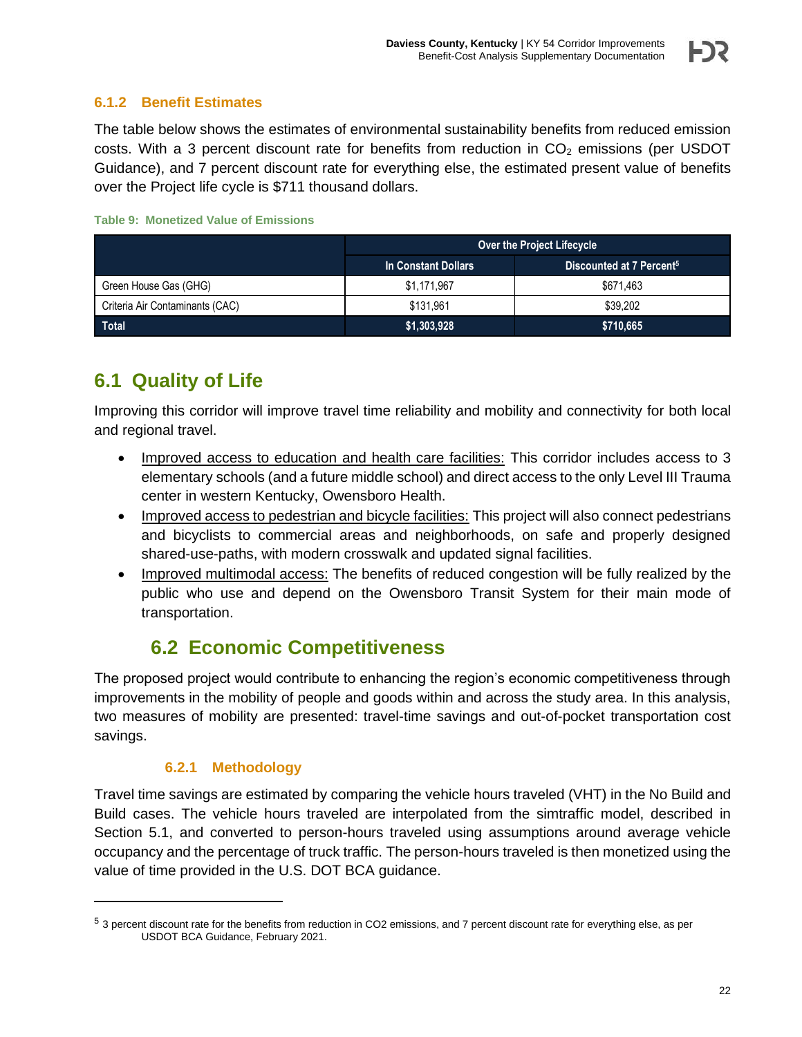### 6.1.2 Benefit Estimates

The table below shows the estimates of environmental sustainability benefits from reduced emission costs. With a 3 percent discount rate for benefits from reduction in $CO_2$ emissions (per USDOT Guidance), and 7 percent discount rate for everything else, the estimated present value of benefits over the Project life cycle is $711 thousand dollars.

**Table 9: Monetized Value of Emissions**

| | Over the Project Lifecycle | |
|---|---|---|
| | In Constant Dollars | Discounted at 7 Percent[5] |
| Green House Gas (GHG) | $1,171,967 | $671,463 |
| Criteria Air Contaminants (CAC) | $131,961 | $39,202 |
| **Total** | **$1,303,928** | **$710,665** |

## 6.1 Quality of Life

Improving this corridor will improve travel time reliability and mobility and connectivity for both local and regional travel.

- Improved access to education and health care facilities: This corridor includes access to 3 elementary schools (and a future middle school) and direct access to the only Level III Trauma center in western Kentucky, Owensboro Health.
- Improved access to pedestrian and bicycle facilities: This project will also connect pedestrians and bicyclists to commercial areas and neighborhoods, on safe and properly designed shared-use-paths, with modern crosswalk and updated signal facilities.
- Improved multimodal access: The benefits of reduced congestion will be fully realized by the public who use and depend on the Owensboro Transit System for their main mode of transportation.

## 6.2 Economic Competitiveness

The proposed project would contribute to enhancing the region's economic competitiveness through improvements in the mobility of people and goods within and across the study area. In this analysis, two measures of mobility are presented: travel-time savings and out-of-pocket transportation cost savings.

### 6.2.1 Methodology

Travel time savings are estimated by comparing the vehicle hours traveled (VHT) in the No Build and Build cases. The vehicle hours traveled are interpolated from the simtraffic model, described in Section 5.1, and converted to person-hours traveled using assumptions around average vehicle occupancy and the percentage of truck traffic. The person-hours traveled is then monetized using the value of time provided in the U.S. DOT BCA guidance.

[5] 3 percent discount rate for the benefits from reduction in CO2 emissions, and 7 percent discount rate for everything else, as per USDOT BCA Guidance, February 2021.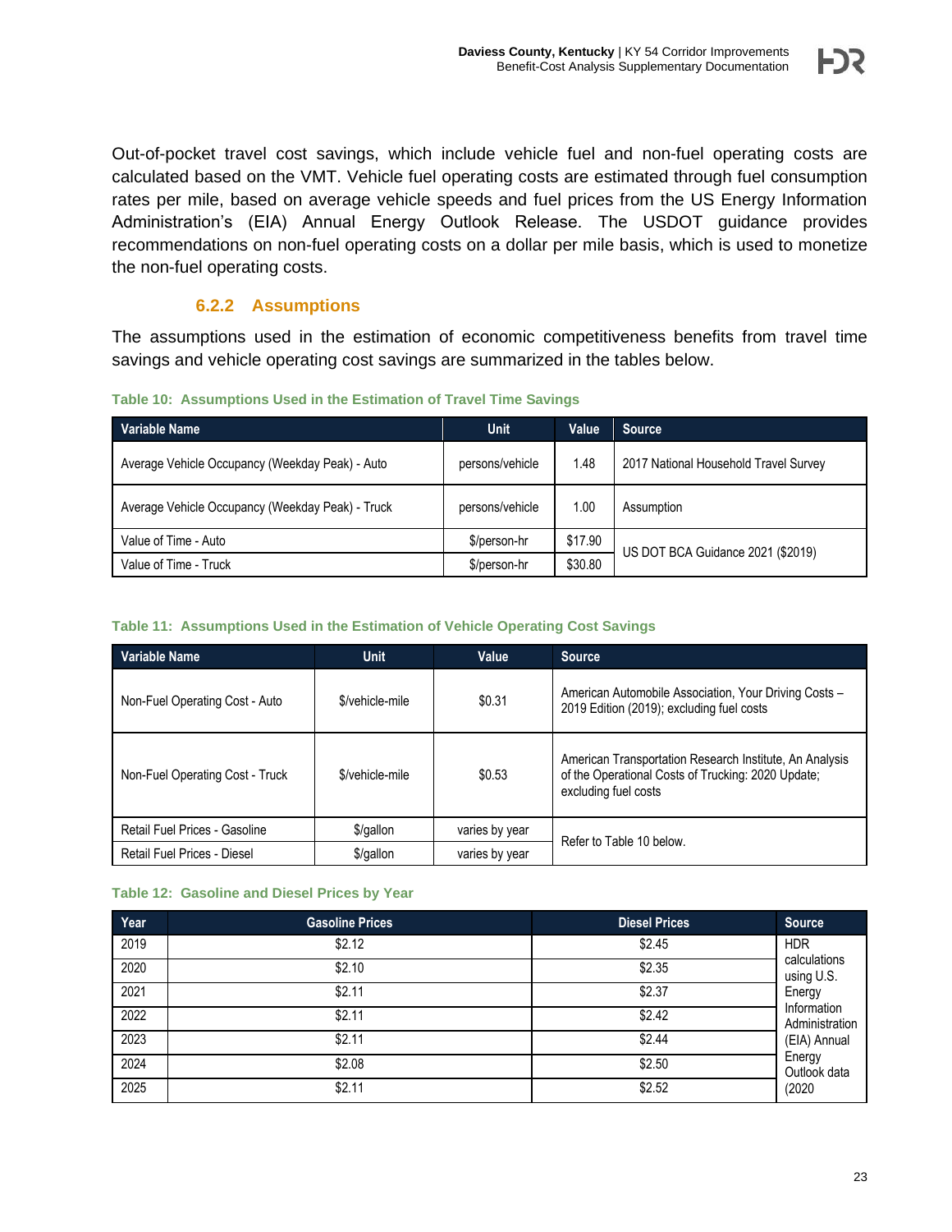Out-of-pocket travel cost savings, which include vehicle fuel and non-fuel operating costs are calculated based on the VMT. Vehicle fuel operating costs are estimated through fuel consumption rates per mile, based on average vehicle speeds and fuel prices from the US Energy Information Administration's (EIA) Annual Energy Outlook Release. The USDOT guidance provides recommendations on non-fuel operating costs on a dollar per mile basis, which is used to monetize the non-fuel operating costs.

### 6.2.2 Assumptions

The assumptions used in the estimation of economic competitiveness benefits from travel time savings and vehicle operating cost savings are summarized in the tables below.

**Table 10: Assumptions Used in the Estimation of Travel Time Savings**

| Variable Name | Unit | Value | Source |
|---|---|---|---|
| Average Vehicle Occupancy (Weekday Peak) - Auto | persons/vehicle | 1.48 | 2017 National Household Travel Survey |
| Average Vehicle Occupancy (Weekday Peak) - Truck | persons/vehicle | 1.00 | Assumption |
| Value of Time - Auto | $/person-hr | $17.90 | US DOT BCA Guidance 2021 ($2019) |
| Value of Time - Truck | $/person-hr | $30.80 | |

**Table 11: Assumptions Used in the Estimation of Vehicle Operating Cost Savings**

| Variable Name | Unit | Value | Source |
|---|---|---|---|
| Non-Fuel Operating Cost - Auto | $/vehicle-mile | $0.31 | American Automobile Association, Your Driving Costs – 2019 Edition (2019); excluding fuel costs |
| Non-Fuel Operating Cost - Truck | $/vehicle-mile | $0.53 | American Transportation Research Institute, An Analysis of the Operational Costs of Trucking: 2020 Update; excluding fuel costs |
| Retail Fuel Prices - Gasoline | $/gallon | varies by year | Refer to Table 10 below. |
| Retail Fuel Prices - Diesel | $/gallon | varies by year | |

**Table 12: Gasoline and Diesel Prices by Year**

| Year | Gasoline Prices | Diesel Prices | Source |
|---|---|---|---|
| 2019 | $2.12 | $2.45 | HDR calculations using U.S. Energy Information Administration (EIA) Annual Energy Outlook data (2020 |
| 2020 | $2.10 | $2.35 | |
| 2021 | $2.11 | $2.37 | |
| 2022 | $2.11 | $2.42 | |
| 2023 | $2.11 | $2.44 | |
| 2024 | $2.08 | $2.50 | |
| 2025 | $2.11 | $2.52 | |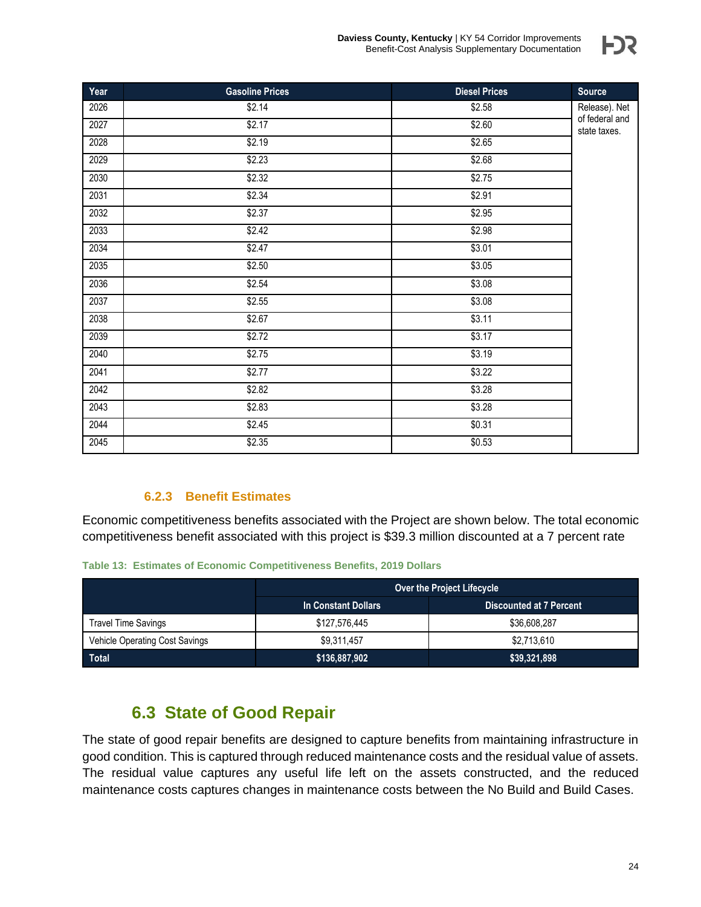| Year | Gasoline Prices | Diesel Prices | Source |
| --- | --- | --- | --- |
| 2026 | $2.14 | $2.58 | Release). Net of federal and state taxes. |
| 2027 | $2.17 | $2.60 | |
| 2028 | $2.19 | $2.65 | |
| 2029 | $2.23 | $2.68 | |
| 2030 | $2.32 | $2.75 | |
| 2031 | $2.34 | $2.91 | |
| 2032 | $2.37 | $2.95 | |
| 2033 | $2.42 | $2.98 | |
| 2034 | $2.47 | $3.01 | |
| 2035 | $2.50 | $3.05 | |
| 2036 | $2.54 | $3.08 | |
| 2037 | $2.55 | $3.08 | |
| 2038 | $2.67 | $3.11 | |
| 2039 | $2.72 | $3.17 | |
| 2040 | $2.75 | $3.19 | |
| 2041 | $2.77 | $3.22 | |
| 2042 | $2.82 | $3.28 | |
| 2043 | $2.83 | $3.28 | |
| 2044 | $2.45 | $0.31 | |
| 2045 | $2.35 | $0.53 | |

### 6.2.3 Benefit Estimates

Economic competitiveness benefits associated with the Project are shown below. The total economic competitiveness benefit associated with this project is $39.3 million discounted at a 7 percent rate

**Table 13: Estimates of Economic Competitiveness Benefits, 2019 Dollars**

| | Over the Project Lifecycle | |
| --- | --- | --- |
| | In Constant Dollars | Discounted at 7 Percent |
| Travel Time Savings | $127,576,445 | $36,608,287 |
| Vehicle Operating Cost Savings | $9,311,457 | $2,713,610 |
| **Total** | **$136,887,902** | **$39,321,898** |

## 6.3 State of Good Repair

The state of good repair benefits are designed to capture benefits from maintaining infrastructure in good condition. This is captured through reduced maintenance costs and the residual value of assets. The residual value captures any useful life left on the assets constructed, and the reduced maintenance costs captures changes in maintenance costs between the No Build and Build Cases.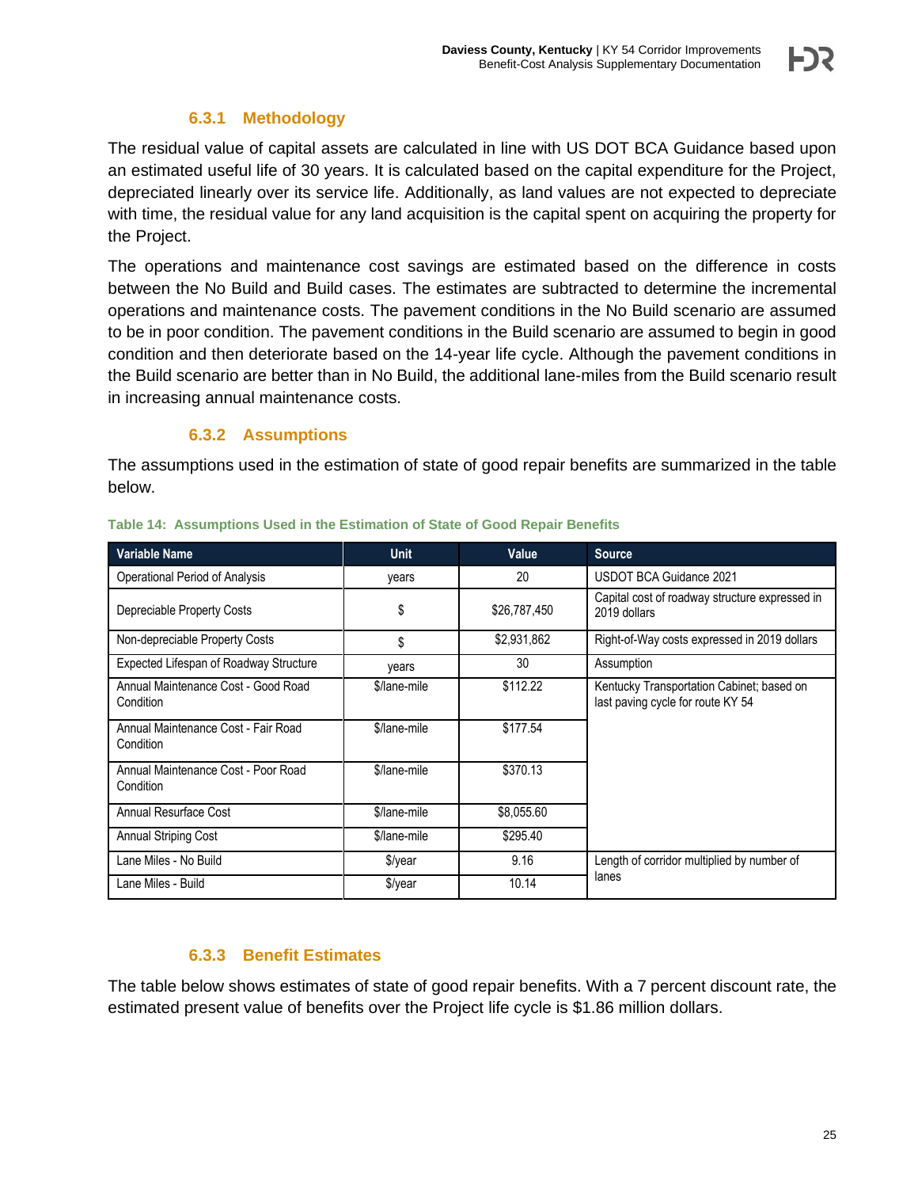### 6.3.1 Methodology

The residual value of capital assets are calculated in line with US DOT BCA Guidance based upon an estimated useful life of 30 years. It is calculated based on the capital expenditure for the Project, depreciated linearly over its service life. Additionally, as land values are not expected to depreciate with time, the residual value for any land acquisition is the capital spent on acquiring the property for the Project.

The operations and maintenance cost savings are estimated based on the difference in costs between the No Build and Build cases. The estimates are subtracted to determine the incremental operations and maintenance costs. The pavement conditions in the No Build scenario are assumed to be in poor condition. The pavement conditions in the Build scenario are assumed to begin in good condition and then deteriorate based on the 14-year life cycle. Although the pavement conditions in the Build scenario are better than in No Build, the additional lane-miles from the Build scenario result in increasing annual maintenance costs.

### 6.3.2 Assumptions

The assumptions used in the estimation of state of good repair benefits are summarized in the table below.

**Table 14: Assumptions Used in the Estimation of State of Good Repair Benefits**

| Variable Name | Unit | Value | Source |
|---|---|---|---|
| Operational Period of Analysis | years | 20 | USDOT BCA Guidance 2021 |
| Depreciable Property Costs | $ | $26,787,450 | Capital cost of roadway structure expressed in 2019 dollars |
| Non-depreciable Property Costs | $ | $2,931,862 | Right-of-Way costs expressed in 2019 dollars |
| Expected Lifespan of Roadway Structure | years | 30 | Assumption |
| Annual Maintenance Cost - Good Road Condition | $/lane-mile | $112.22 | Kentucky Transportation Cabinet; based on last paving cycle for route KY 54 |
| Annual Maintenance Cost - Fair Road Condition | $/lane-mile | $177.54 | |
| Annual Maintenance Cost - Poor Road Condition | $/lane-mile | $370.13 | |
| Annual Resurface Cost | $/lane-mile | $8,055.60 | |
| Annual Striping Cost | $/lane-mile | $295.40 | |
| Lane Miles - No Build | $/year | 9.16 | Length of corridor multiplied by number of lanes |
| Lane Miles - Build | $/year | 10.14 | |

### 6.3.3 Benefit Estimates

The table below shows estimates of state of good repair benefits. With a 7 percent discount rate, the estimated present value of benefits over the Project life cycle is $1.86 million dollars.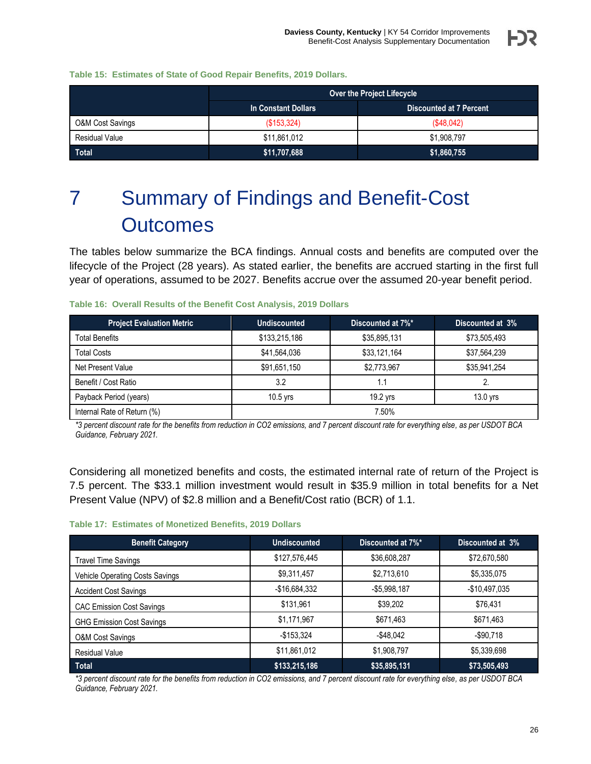**Table 15: Estimates of State of Good Repair Benefits, 2019 Dollars.**

| | Over the Project Lifecycle | |
|---|---|---|
| | In Constant Dollars | Discounted at 7 Percent |
| O&M Cost Savings | ($153,324) | ($48,042) |
| Residual Value | $11,861,012 | $1,908,797 |
| **Total** | **$11,707,688** | **$1,860,755** |

# 7 Summary of Findings and Benefit-Cost Outcomes

The tables below summarize the BCA findings. Annual costs and benefits are computed over the lifecycle of the Project (28 years). As stated earlier, the benefits are accrued starting in the first full year of operations, assumed to be 2027. Benefits accrue over the assumed 20-year benefit period.

**Table 16: Overall Results of the Benefit Cost Analysis, 2019 Dollars**

| Project Evaluation Metric | Undiscounted | Discounted at 7%* | Discounted at 3% |
|---|---|---|---|
| Total Benefits | $133,215,186 | $35,895,131 | $73,505,493 |
| Total Costs | $41,564,036 | $33,121,164 | $37,564,239 |
| Net Present Value | $91,651,150 | $2,773,967 | $35,941,254 |
| Benefit / Cost Ratio | 3.2 | 1.1 | 2. |
| Payback Period (years) | 10.5 yrs | 19.2 yrs | 13.0 yrs |
| Internal Rate of Return (%) | 7.50% | | |

*\*3 percent discount rate for the benefits from reduction in CO2 emissions, and 7 percent discount rate for everything else, as per USDOT BCA Guidance, February 2021.*

Considering all monetized benefits and costs, the estimated internal rate of return of the Project is 7.5 percent. The $33.1 million investment would result in $35.9 million in total benefits for a Net Present Value (NPV) of $2.8 million and a Benefit/Cost ratio (BCR) of 1.1.

**Table 17: Estimates of Monetized Benefits, 2019 Dollars**

| Benefit Category | Undiscounted | Discounted at 7%* | Discounted at 3% |
|---|---|---|---|
| Travel Time Savings | $127,576,445 | $36,608,287 | $72,670,580 |
| Vehicle Operating Costs Savings | $9,311,457 | $2,713,610 | $5,335,075 |
| Accident Cost Savings | -$16,684,332 | -$5,998,187 | -$10,497,035 |
| CAC Emission Cost Savings | $131,961 | $39,202 | $76,431 |
| GHG Emission Cost Savings | $1,171,967 | $671,463 | $671,463 |
| O&M Cost Savings | -$153,324 | -$48,042 | -$90,718 |
| Residual Value | $11,861,012 | $1,908,797 | $5,339,698 |
| **Total** | **$133,215,186** | **$35,895,131** | **$73,505,493** |

*\*3 percent discount rate for the benefits from reduction in CO2 emissions, and 7 percent discount rate for everything else, as per USDOT BCA Guidance, February 2021.*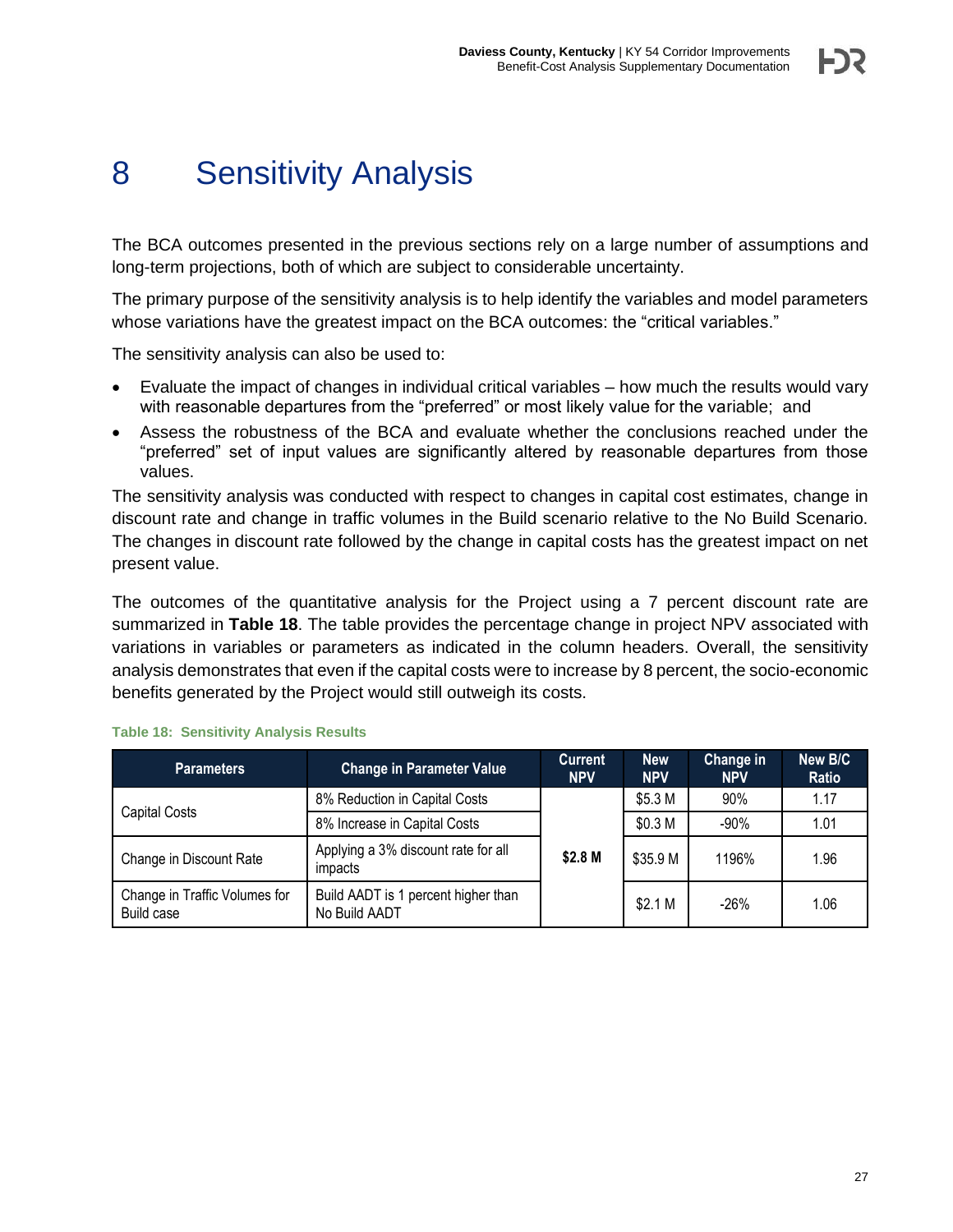// 8 Sensitivity Analysis

The BCA outcomes presented in the previous sections rely on a large number of assumptions and long-term projections, both of which are subject to considerable uncertainty.

The primary purpose of the sensitivity analysis is to help identify the variables and model parameters whose variations have the greatest impact on the BCA outcomes: the "critical variables."

The sensitivity analysis can also be used to:

- Evaluate the impact of changes in individual critical variables – how much the results would vary with reasonable departures from the "preferred" or most likely value for the variable; and
- Assess the robustness of the BCA and evaluate whether the conclusions reached under the "preferred" set of input values are significantly altered by reasonable departures from those values.

The sensitivity analysis was conducted with respect to changes in capital cost estimates, change in discount rate and change in traffic volumes in the Build scenario relative to the No Build Scenario. The changes in discount rate followed by the change in capital costs has the greatest impact on net present value.

The outcomes of the quantitative analysis for the Project using a 7 percent discount rate are summarized in **Table 18**. The table provides the percentage change in project NPV associated with variations in variables or parameters as indicated in the column headers. Overall, the sensitivity analysis demonstrates that even if the capital costs were to increase by 8 percent, the socio-economic benefits generated by the Project would still outweigh its costs.

**Table 18: Sensitivity Analysis Results**

| Parameters | Change in Parameter Value | Current NPV | New NPV | Change in NPV | New B/C Ratio |
|---|---|---|---|---|---|
| Capital Costs | 8% Reduction in Capital Costs | **$2.8 M** | $5.3 M | 90% | 1.17 |
| | 8% Increase in Capital Costs | | $0.3 M | -90% | 1.01 |
| Change in Discount Rate | Applying a 3% discount rate for all impacts | | $35.9 M | 1196% | 1.96 |
| Change in Traffic Volumes for Build case | Build AADT is 1 percent higher than No Build AADT | | $2.1 M | -26% | 1.06 |